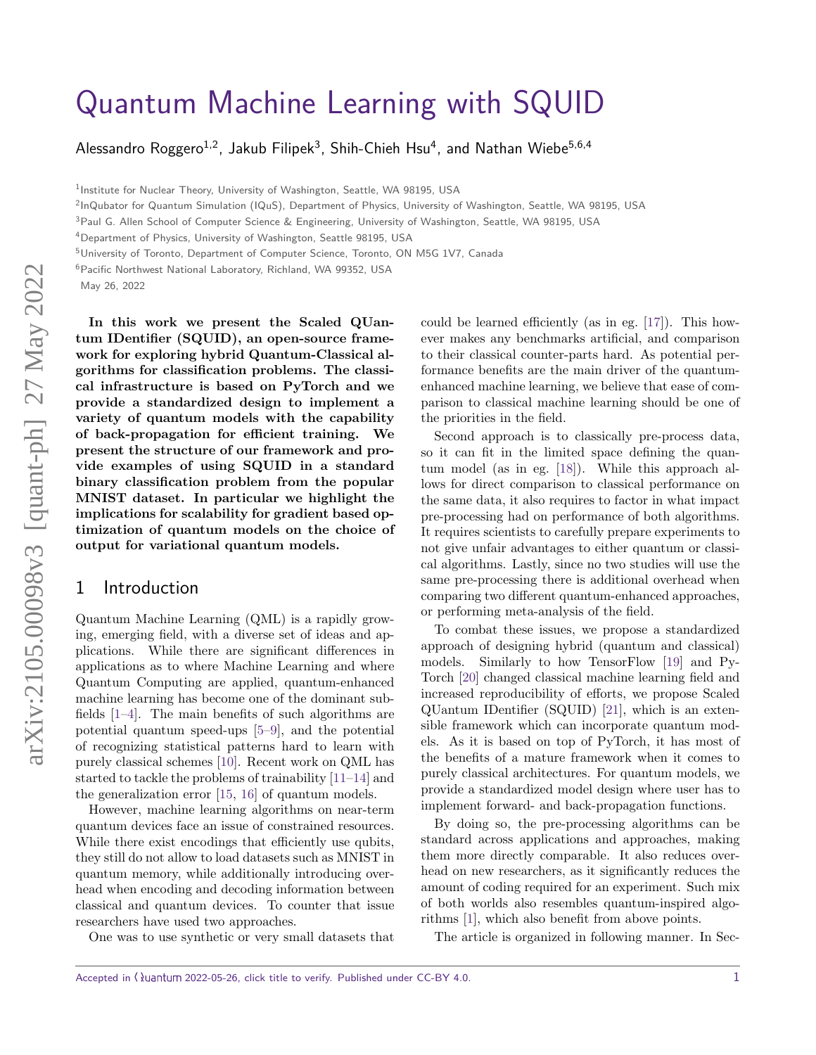# Quantum Machine Learning with SQUID

Alessandro Roggero[1,2], Jakub Filipek[3], Shih-Chieh Hsu[4], and Nathan Wiebe[5,6,4]

[1]Institute for Nuclear Theory, University of Washington, Seattle, WA 98195, USA

[2]InQubator for Quantum Simulation (IQuS), Department of Physics, University of Washington, Seattle, WA 98195, USA

[3]Paul G. Allen School of Computer Science & Engineering, University of Washington, Seattle, WA 98195, USA

[4]Department of Physics, University of Washington, Seattle 98195, USA

[5]University of Toronto, Department of Computer Science, Toronto, ON M5G 1V7, Canada

[6]Pacific Northwest National Laboratory, Richland, WA 99352, USA

May 26, 2022

**In this work we present the Scaled QUantum IDentifier (SQUID), an open-source framework for exploring hybrid Quantum-Classical algorithms for classification problems. The classical infrastructure is based on PyTorch and we provide a standardized design to implement a variety of quantum models with the capability of back-propagation for efficient training. We present the structure of our framework and provide examples of using SQUID in a standard binary classification problem from the popular MNIST dataset. In particular we highlight the implications for scalability for gradient based optimization of quantum models on the choice of output for variational quantum models.**

## 1 Introduction

Quantum Machine Learning (QML) is a rapidly growing, emerging field, with a diverse set of ideas and applications. While there are significant differences in applications as to where Machine Learning and where Quantum Computing are applied, quantum-enhanced machine learning has become one of the dominant subfields [1–4]. The main benefits of such algorithms are potential quantum speed-ups [5–9], and the potential of recognizing statistical patterns hard to learn with purely classical schemes [10]. Recent work on QML has started to tackle the problems of trainability [11–14] and the generalization error [15, 16] of quantum models.

However, machine learning algorithms on near-term quantum devices face an issue of constrained resources. While there exist encodings that efficiently use qubits, they still do not allow to load datasets such as MNIST in quantum memory, while additionally introducing overhead when encoding and decoding information between classical and quantum devices. To counter that issue researchers have used two approaches.

One was to use synthetic or very small datasets that could be learned efficiently (as in eg. [17]). This however makes any benchmarks artificial, and comparison to their classical counter-parts hard. As potential performance benefits are the main driver of the quantum-enhanced machine learning, we believe that ease of comparison to classical machine learning should be one of the priorities in the field.

Second approach is to classically pre-process data, so it can fit in the limited space defining the quantum model (as in eg. [18]). While this approach allows for direct comparison to classical performance on the same data, it also requires to factor in what impact pre-processing had on performance of both algorithms. It requires scientists to carefully prepare experiments to not give unfair advantages to either quantum or classical algorithms. Lastly, since no two studies will use the same pre-processing there is additional overhead when comparing two different quantum-enhanced approaches, or performing meta-analysis of the field.

To combat these issues, we propose a standardized approach of designing hybrid (quantum and classical) models. Similarly to how TensorFlow [19] and PyTorch [20] changed classical machine learning field and increased reproducibility of efforts, we propose Scaled QUantum IDentifier (SQUID) [21], which is an extensible framework which can incorporate quantum models. As it is based on top of PyTorch, it has most of the benefits of a mature framework when it comes to purely classical architectures. For quantum models, we provide a standardized model design where user has to implement forward- and back-propagation functions.

By doing so, the pre-processing algorithms can be standard across applications and approaches, making them more directly comparable. It also reduces overhead on new researchers, as it significantly reduces the amount of coding required for an experiment. Such mix of both worlds also resembles quantum-inspired algorithms [1], which also benefit from above points.

The article is organized in following manner. In Sec-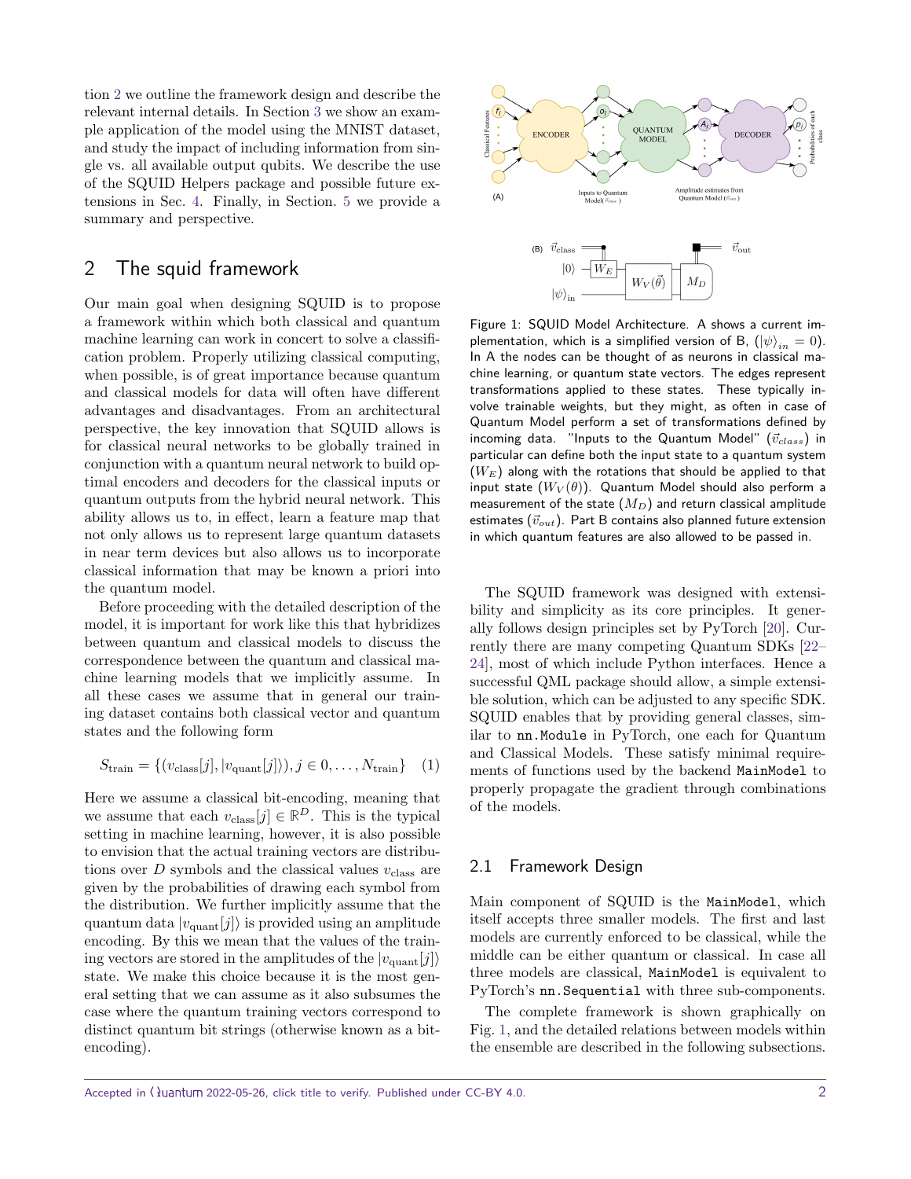tion 2 we outline the framework design and describe the relevant internal details. In Section 3 we show an example application of the model using the MNIST dataset, and study the impact of including information from single vs. all available output qubits. We describe the use of the SQUID Helpers package and possible future extensions in Sec. 4. Finally, in Section. 5 we provide a summary and perspective.

## 2 The squid framework

Our main goal when designing SQUID is to propose a framework within which both classical and quantum machine learning can work in concert to solve a classification problem. Properly utilizing classical computing, when possible, is of great importance because quantum and classical models for data will often have different advantages and disadvantages. From an architectural perspective, the key innovation that SQUID allows is for classical neural networks to be globally trained in conjunction with a quantum neural network to build optimal encoders and decoders for the classical inputs or quantum outputs from the hybrid neural network. This ability allows us to, in effect, learn a feature map that not only allows us to represent large quantum datasets in near term devices but also allows us to incorporate classical information that may be known a priori into the quantum model.

Before proceeding with the detailed description of the model, it is important for work like this that hybridizes between quantum and classical models to discuss the correspondence between the quantum and classical machine learning models that we implicitly assume. In all these cases we assume that in general our training dataset contains both classical vector and quantum states and the following form

$$S_{\text{train}} = \{(v_{\text{class}}[j], |v_{\text{quant}}[j]\rangle), j \in 0, \ldots, N_{\text{train}}\} \quad (1)$$

Here we assume a classical bit-encoding, meaning that we assume that each $v_{\text{class}}[j] \in \mathbb{R}^D$. This is the typical setting in machine learning, however, it is also possible to envision that the actual training vectors are distributions over $D$ symbols and the classical values $v_{\text{class}}$ are given by the probabilities of drawing each symbol from the distribution. We further implicitly assume that the quantum data $|v_{\text{quant}}[j]\rangle$ is provided using an amplitude encoding. By this we mean that the values of the training vectors are stored in the amplitudes of the $|v_{\text{quant}}[j]\rangle$ state. We make this choice because it is the most general setting that we can assume as it also subsumes the case where the quantum training vectors correspond to distinct quantum bit strings (otherwise known as a bit-encoding).

Figure 1: SQUID Model Architecture. A shows a current implementation, which is a simplified version of B, ($|\psi\rangle_{in} = 0$). In A the nodes can be thought of as neurons in classical machine learning, or quantum state vectors. The edges represent transformations applied to these states. These typically involve trainable weights, but they might, as often in case of Quantum Model perform a set of transformations defined by incoming data. "Inputs to the Quantum Model" ($\vec{v}_{class}$) in particular can define both the input state to a quantum system ($W_E$) along with the rotations that should be applied to that input state ($W_V(\theta)$). Quantum Model should also perform a measurement of the state ($M_D$) and return classical amplitude estimates ($\vec{v}_{out}$). Part B contains also planned future extension in which quantum features are also allowed to be passed in.

The SQUID framework was designed with extensibility and simplicity as its core principles. It generally follows design principles set by PyTorch [20]. Currently there are many competing Quantum SDKs [22–24], most of which include Python interfaces. Hence a successful QML package should allow, a simple extensible solution, which can be adjusted to any specific SDK. SQUID enables that by providing general classes, similar to `nn.Module` in PyTorch, one each for Quantum and Classical Models. These satisfy minimal requirements of functions used by the backend `MainModel` to properly propagate the gradient through combinations of the models.

### 2.1 Framework Design

Main component of SQUID is the `MainModel`, which itself accepts three smaller models. The first and last models are currently enforced to be classical, while the middle can be either quantum or classical. In case all three models are classical, `MainModel` is equivalent to PyTorch's `nn.Sequential` with three sub-components.

The complete framework is shown graphically on Fig. 1, and the detailed relations between models within the ensemble are described in the following subsections.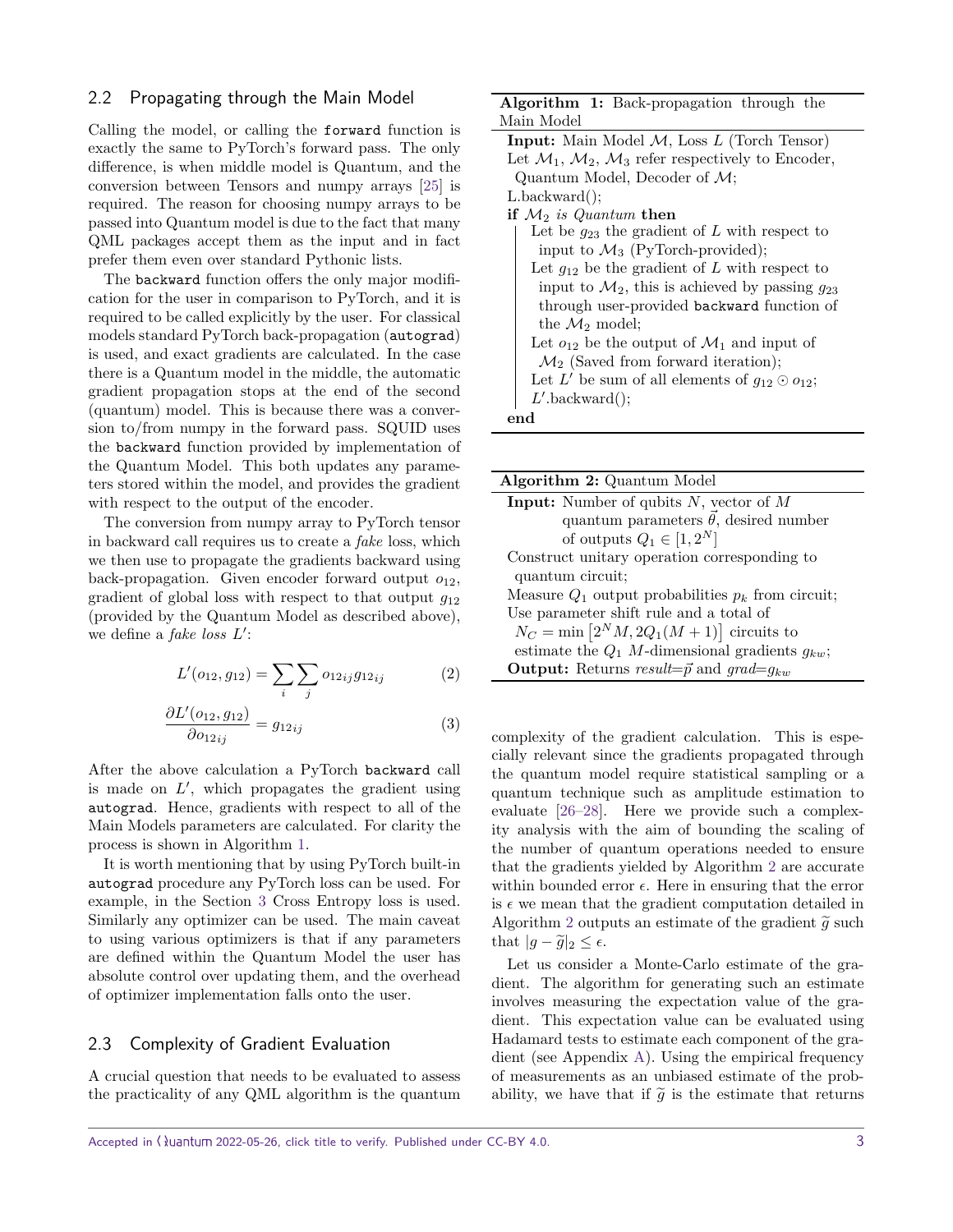## 2.2 Propagating through the Main Model

Calling the model, or calling the `forward` function is exactly the same to PyTorch's forward pass. The only difference, is when middle model is Quantum, and the conversion between Tensors and numpy arrays [25] is required. The reason for choosing numpy arrays to be passed into Quantum model is due to the fact that many QML packages accept them as the input and in fact prefer them even over standard Pythonic lists.

The `backward` function offers the only major modification for the user in comparison to PyTorch, and it is required to be called explicitly by the user. For classical models standard PyTorch back-propagation (`autograd`) is used, and exact gradients are calculated. In the case there is a Quantum model in the middle, the automatic gradient propagation stops at the end of the second (quantum) model. This is because there was a conversion to/from numpy in the forward pass. SQUID uses the `backward` function provided by implementation of the Quantum Model. This both updates any parameters stored within the model, and provides the gradient with respect to the output of the encoder.

The conversion from numpy array to PyTorch tensor in backward call requires us to create a *fake* loss, which we then use to propagate the gradients backward using back-propagation. Given encoder forward output $o_{12}$, gradient of global loss with respect to that output $g_{12}$ (provided by the Quantum Model as described above), we define a *fake loss* $L'$:

$$L'(o_{12}, g_{12}) = \sum_i \sum_j o_{12ij} g_{12ij} \tag{2}$$

$$\frac{\partial L'(o_{12}, g_{12})}{\partial o_{12ij}} = g_{12ij} \tag{3}$$

After the above calculation a PyTorch `backward` call is made on $L'$, which propagates the gradient using `autograd`. Hence, gradients with respect to all of the Main Models parameters are calculated. For clarity the process is shown in Algorithm 1.

It is worth mentioning that by using PyTorch built-in `autograd` procedure any PyTorch loss can be used. For example, in the Section 3 Cross Entropy loss is used. Similarly any optimizer can be used. The main caveat to using various optimizers is that if any parameters are defined within the Quantum Model the user has absolute control over updating them, and the overhead of optimizer implementation falls onto the user.

**Algorithm 1:** Back-propagation through the Main Model

**Input:** Main Model $\mathcal{M}$, Loss $L$ (Torch Tensor)
Let $\mathcal{M}_1$, $\mathcal{M}_2$, $\mathcal{M}_3$ refer respectively to Encoder, Quantum Model, Decoder of $\mathcal{M}$;
L.backward();
**if** $\mathcal{M}_2$ *is Quantum* **then**
  Let be $g_{23}$ the gradient of $L$ with respect to input to $\mathcal{M}_3$ (PyTorch-provided);
  Let $g_{12}$ be the gradient of $L$ with respect to input to $\mathcal{M}_2$, this is achieved by passing $g_{23}$ through user-provided `backward` function of the $\mathcal{M}_2$ model;
  Let $o_{12}$ be the output of $\mathcal{M}_1$ and input of $\mathcal{M}_2$ (Saved from forward iteration);
  Let $L'$ be sum of all elements of $g_{12} \odot o_{12}$;
  $L'$.backward();
**end**

**Algorithm 2:** Quantum Model

**Input:** Number of qubits $N$, vector of $M$ quantum parameters $\vec{\theta}$, desired number of outputs $Q_1 \in [1, 2^N]$
Construct unitary operation corresponding to quantum circuit;
Measure $Q_1$ output probabilities $p_k$ from circuit;
Use parameter shift rule and a total of $N_C = \min\left[2^N M, 2Q_1(M+1)\right]$ circuits to estimate the $Q_1$ $M$-dimensional gradients $g_{kw}$;
**Output:** Returns *result*=$\vec{p}$ and *grad*=$g_{kw}$

## 2.3 Complexity of Gradient Evaluation

A crucial question that needs to be evaluated to assess the practicality of any QML algorithm is the quantum complexity of the gradient calculation. This is especially relevant since the gradients propagated through the quantum model require statistical sampling or a quantum technique such as amplitude estimation to evaluate [26–28]. Here we provide such a complexity analysis with the aim of bounding the scaling of the number of quantum operations needed to ensure that the gradients yielded by Algorithm 2 are accurate within bounded error $\epsilon$. Here in ensuring that the error is $\epsilon$ we mean that the gradient computation detailed in Algorithm 2 outputs an estimate of the gradient $\widetilde{g}$ such that $|g - \widetilde{g}|_2 \leq \epsilon$.

Let us consider a Monte-Carlo estimate of the gradient. The algorithm for generating such an estimate involves measuring the expectation value of the gradient. This expectation value can be evaluated using Hadamard tests to estimate each component of the gradient (see Appendix A). Using the empirical frequency of measurements as an unbiased estimate of the probability, we have that if $\widetilde{g}$ is the estimate that returns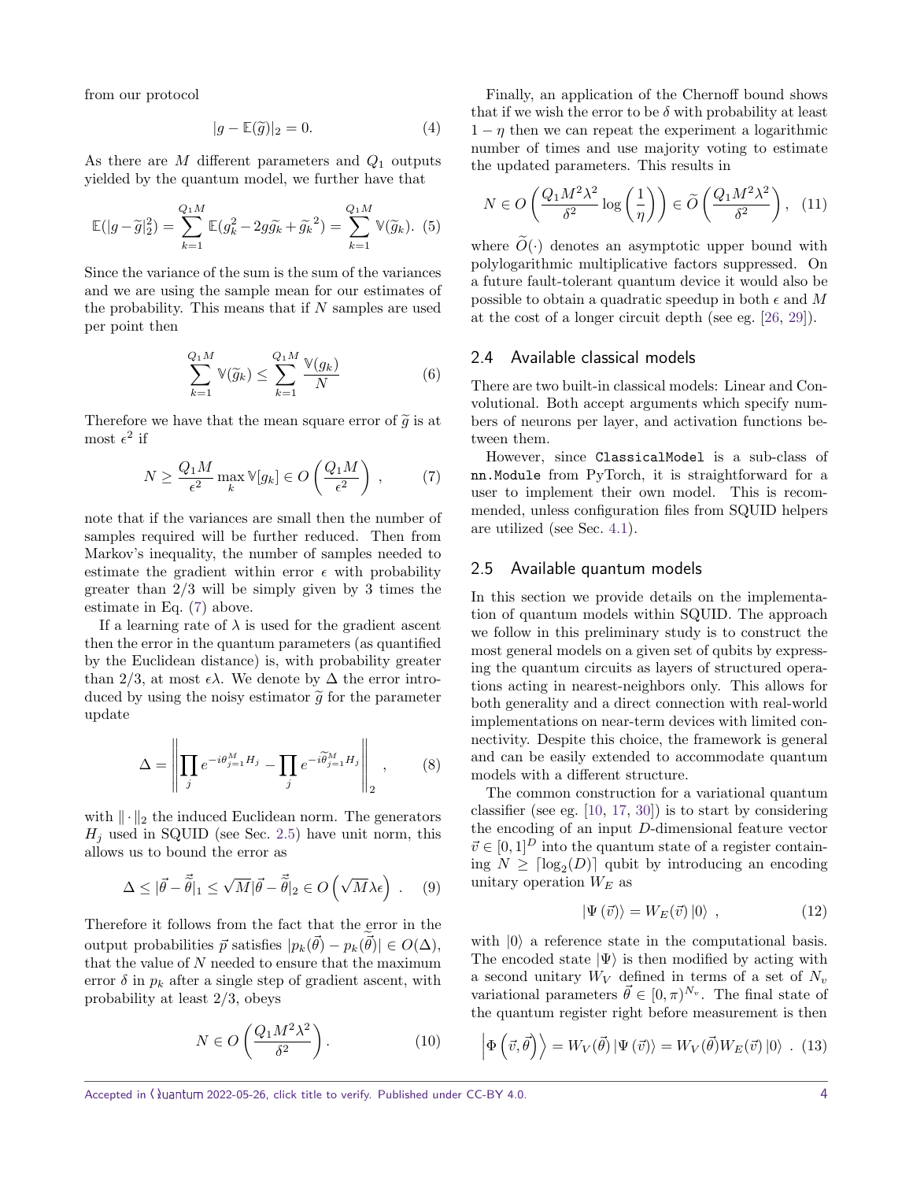from our protocol

$$|g - \mathbb{E}(\widetilde{g})|_2 = 0. \quad (4)$$

As there are $M$ different parameters and $Q_1$ outputs yielded by the quantum model, we further have that

$$\mathbb{E}(|g-\widetilde{g}|_2^2) = \sum_{k=1}^{Q_1 M} \mathbb{E}(g_k^2 - 2g\widetilde{g}_k + \widetilde{g}_k{}^2) = \sum_{k=1}^{Q_1 M} \mathbb{V}(\widetilde{g}_k). \quad (5)$$

Since the variance of the sum is the sum of the variances and we are using the sample mean for our estimates of the probability. This means that if $N$ samples are used per point then

$$\sum_{k=1}^{Q_1 M} \mathbb{V}(\widetilde{g}_k) \leq \sum_{k=1}^{Q_1 M} \frac{\mathbb{V}(g_k)}{N} \quad (6)$$

Therefore we have that the mean square error of $\widetilde{g}$ is at most $\epsilon^2$ if

$$N \geq \frac{Q_1 M}{\epsilon^2} \max_k \mathbb{V}[g_k] \in O\left(\frac{Q_1 M}{\epsilon^2}\right) , \quad (7)$$

note that if the variances are small then the number of samples required will be further reduced. Then from Markov's inequality, the number of samples needed to estimate the gradient within error $\epsilon$ with probability greater than $2/3$ will be simply given by 3 times the estimate in Eq. (7) above.

If a learning rate of $\lambda$ is used for the gradient ascent then the error in the quantum parameters (as quantified by the Euclidean distance) is, with probability greater than $2/3$, at most $\epsilon\lambda$. We denote by $\Delta$ the error introduced by using the noisy estimator $\widetilde{g}$ for the parameter update

$$\Delta = \left\| \prod_j e^{-i\theta_{j=1}^M H_j} - \prod_j e^{-i\widetilde{\theta}_{j=1}^M H_j} \right\|_2 , \quad (8)$$

with $\|\cdot\|_2$ the induced Euclidean norm. The generators $H_j$ used in SQUID (see Sec. 2.5) have unit norm, this allows us to bound the error as

$$\Delta \leq |\vec{\theta} - \tilde{\vec{\theta}}|_1 \leq \sqrt{M}|\vec{\theta} - \tilde{\vec{\theta}}|_2 \in O\left(\sqrt{M}\lambda\epsilon\right) . \quad (9)$$

Therefore it follows from the fact that the error in the output probabilities $\vec{p}$ satisfies $|p_k(\vec{\theta}) - p_k(\tilde{\vec{\theta}})| \in O(\Delta)$, that the value of $N$ needed to ensure that the maximum error $\delta$ in $p_k$ after a single step of gradient ascent, with probability at least $2/3$, obeys

$$N \in O\left(\frac{Q_1 M^2 \lambda^2}{\delta^2}\right). \quad (10)$$

Finally, an application of the Chernoff bound shows that if we wish the error to be $\delta$ with probability at least $1-\eta$ then we can repeat the experiment a logarithmic number of times and use majority voting to estimate the updated parameters. This results in

$$N \in O\left(\frac{Q_1 M^2 \lambda^2}{\delta^2}\log\left(\frac{1}{\eta}\right)\right) \in \widetilde{O}\left(\frac{Q_1 M^2 \lambda^2}{\delta^2}\right), \quad (11)$$

where $\widetilde{O}(\cdot)$ denotes an asymptotic upper bound with polylogarithmic multiplicative factors suppressed. On a future fault-tolerant quantum device it would also be possible to obtain a quadratic speedup in both $\epsilon$ and $M$ at the cost of a longer circuit depth (see eg. [26, 29]).

## 2.4 Available classical models

There are two built-in classical models: Linear and Convolutional. Both accept arguments which specify numbers of neurons per layer, and activation functions between them.

However, since `ClassicalModel` is a sub-class of `nn.Module` from PyTorch, it is straightforward for a user to implement their own model. This is recommended, unless configuration files from SQUID helpers are utilized (see Sec. 4.1).

## 2.5 Available quantum models

In this section we provide details on the implementation of quantum models within SQUID. The approach we follow in this preliminary study is to construct the most general models on a given set of qubits by expressing the quantum circuits as layers of structured operations acting in nearest-neighbors only. This allows for both generality and a direct connection with real-world implementations on near-term devices with limited connectivity. Despite this choice, the framework is general and can be easily extended to accommodate quantum models with a different structure.

The common construction for a variational quantum classifier (see eg. [10, 17, 30]) is to start by considering the encoding of an input $D$-dimensional feature vector $\vec{v} \in [0,1]^D$ into the quantum state of a register containing $N \geq \lceil \log_2(D) \rceil$ qubit by introducing an encoding unitary operation $W_E$ as

$$|\Psi(\vec{v})\rangle = W_E(\vec{v})|0\rangle , \quad (12)$$

with $|0\rangle$ a reference state in the computational basis. The encoded state $|\Psi\rangle$ is then modified by acting with a second unitary $W_V$ defined in terms of a set of $N_v$ variational parameters $\vec{\theta} \in [0,\pi)^{N_v}$. The final state of the quantum register right before measurement is then

$$\left|\Phi\left(\vec{v},\vec{\theta}\right)\right\rangle = W_V(\vec{\theta})|\Psi(\vec{v})\rangle = W_V(\vec{\theta})W_E(\vec{v})|0\rangle . \quad (13)$$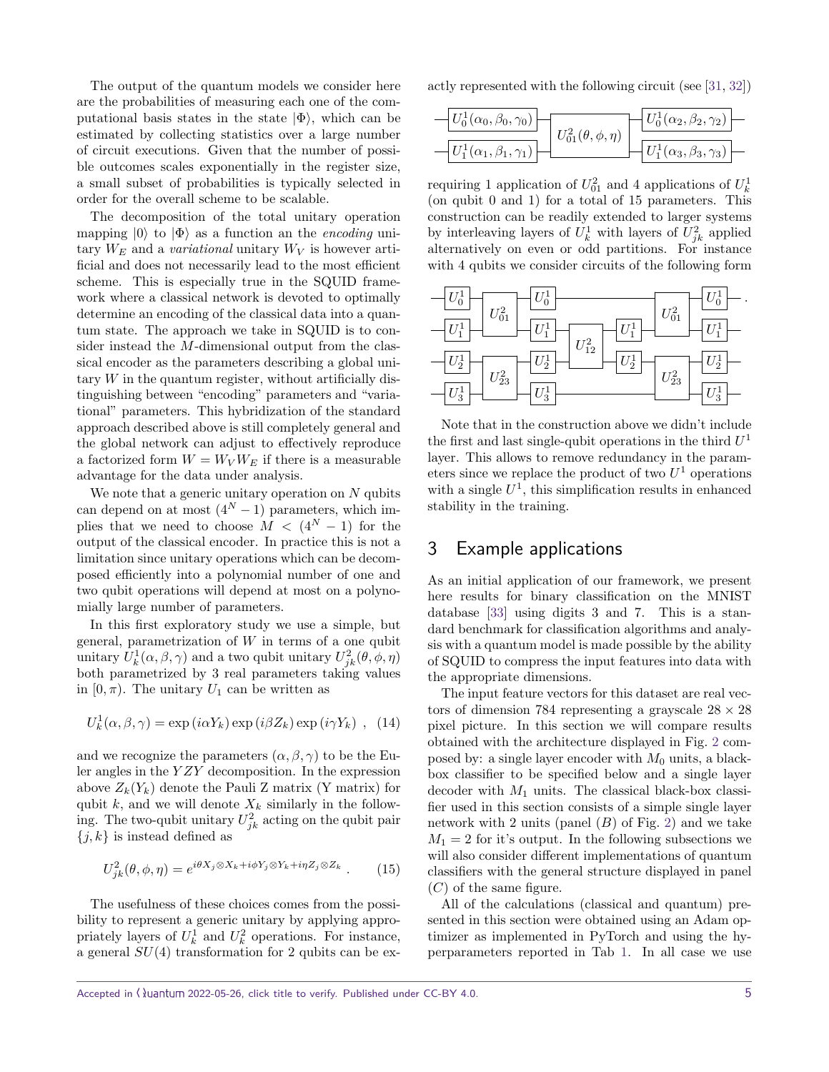The output of the quantum models we consider here are the probabilities of measuring each one of the computational basis states in the state $|\Phi\rangle$, which can be estimated by collecting statistics over a large number of circuit executions. Given that the number of possible outcomes scales exponentially in the register size, a small subset of probabilities is typically selected in order for the overall scheme to be scalable.

The decomposition of the total unitary operation mapping $|0\rangle$ to $|\Phi\rangle$ as a function an the *encoding* unitary $W_E$ and a *variational* unitary $W_V$ is however artificial and does not necessarily lead to the most efficient scheme. This is especially true in the SQUID framework where a classical network is devoted to optimally determine an encoding of the classical data into a quantum state. The approach we take in SQUID is to consider instead the $M$-dimensional output from the classical encoder as the parameters describing a global unitary $W$ in the quantum register, without artificially distinguishing between "encoding" parameters and "variational" parameters. This hybridization of the standard approach described above is still completely general and the global network can adjust to effectively reproduce a factorized form $W = W_V W_E$ if there is a measurable advantage for the data under analysis.

We note that a generic unitary operation on $N$ qubits can depend on at most $(4^N - 1)$ parameters, which implies that we need to choose $M < (4^N - 1)$ for the output of the classical encoder. In practice this is not a limitation since unitary operations which can be decomposed efficiently into a polynomial number of one and two qubit operations will depend at most on a polynomially large number of parameters.

In this first exploratory study we use a simple, but general, parametrization of $W$ in terms of a one qubit unitary $U^1_k(\alpha, \beta, \gamma)$ and a two qubit unitary $U^2_{jk}(\theta, \phi, \eta)$ both parametrized by 3 real parameters taking values in $[0, \pi)$. The unitary $U_1$ can be written as

$$U^1_k(\alpha, \beta, \gamma) = \exp(i\alpha Y_k)\exp(i\beta Z_k)\exp(i\gamma Y_k) \ , \quad (14)$$

and we recognize the parameters $(\alpha, \beta, \gamma)$ to be the Euler angles in the $YZY$ decomposition. In the expression above $Z_k(Y_k)$ denote the Pauli Z matrix (Y matrix) for qubit $k$, and we will denote $X_k$ similarly in the following. The two-qubit unitary $U^2_{jk}$ acting on the qubit pair $\{j, k\}$ is instead defined as

$$U^2_{jk}(\theta, \phi, \eta) = e^{i\theta X_j \otimes X_k + i\phi Y_j \otimes Y_k + i\eta Z_j \otimes Z_k} \ . \quad (15)$$

The usefulness of these choices comes from the possibility to represent a generic unitary by applying appropriately layers of $U^1_k$ and $U^2_k$ operations. For instance, a general $SU(4)$ transformation for 2 qubits can be exactly represented with the following circuit (see [31, 32])

$$
\begin{array}{l}
-\boxed{U^1_0(\alpha_0,\beta_0,\gamma_0)}-\boxed{\phantom{U}}-\boxed{U^1_0(\alpha_2,\beta_2,\gamma_2)}- \\
\qquad\qquad\qquad\quad U^2_{01}(\theta,\phi,\eta) \\
-\boxed{U^1_1(\alpha_1,\beta_1,\gamma_1)}-\boxed{\phantom{U}}-\boxed{U^1_1(\alpha_3,\beta_3,\gamma_3)}-
\end{array}
$$

requiring 1 application of $U^2_{01}$ and 4 applications of $U^1_k$ (on qubit 0 and 1) for a total of 15 parameters. This construction can be readily extended to larger systems by interleaving layers of $U^1_k$ with layers of $U^2_{jk}$ applied alternatively on even or odd partitions. For instance with 4 qubits we consider circuits of the following form

$$
\begin{array}{l}
q_0: -U^1_0 - [U^2_{01}] - U^1_0 - \text{———————} - [U^2_{01}] - U^1_0 - \\
q_1: -U^1_1 - [U^2_{01}] - U^1_1 - [U^2_{12}] - U^1_1 - [U^2_{01}] - U^1_1 - \\
q_2: -U^1_2 - [U^2_{23}] - U^1_2 - [U^2_{12}] - U^1_2 - [U^2_{23}] - U^1_2 - \\
q_3: -U^1_3 - [U^2_{23}] - U^1_3 - \text{———————} - [U^2_{23}] - U^1_3 -
\end{array}
$$

Note that in the construction above we didn't include the first and last single-qubit operations in the third $U^1$ layer. This allows to remove redundancy in the parameters since we replace the product of two $U^1$ operations with a single $U^1$, this simplification results in enhanced stability in the training.

## 3 Example applications

As an initial application of our framework, we present here results for binary classification on the MNIST database [33] using digits 3 and 7. This is a standard benchmark for classification algorithms and analysis with a quantum model is made possible by the ability of SQUID to compress the input features into data with the appropriate dimensions.

The input feature vectors for this dataset are real vectors of dimension 784 representing a grayscale $28 \times 28$ pixel picture. In this section we will compare results obtained with the architecture displayed in Fig. 2 composed by: a single layer encoder with $M_0$ units, a blackbox classifier to be specified below and a single layer decoder with $M_1$ units. The classical black-box classifier used in this section consists of a simple single layer network with 2 units (panel $(B)$ of Fig. 2) and we take $M_1 = 2$ for it's output. In the following subsections we will also consider different implementations of quantum classifiers with the general structure displayed in panel $(C)$ of the same figure.

All of the calculations (classical and quantum) presented in this section were obtained using an Adam optimizer as implemented in PyTorch and using the hyperparameters reported in Tab 1. In all case we use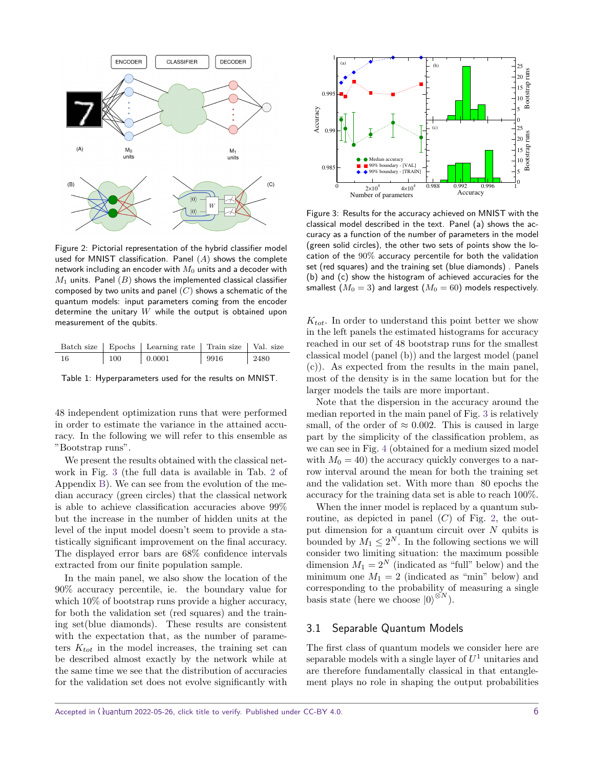Figure 2: Pictorial representation of the hybrid classifier model used for MNIST classification. Panel $(A)$ shows the complete network including an encoder with $M_0$ units and a decoder with $M_1$ units. Panel $(B)$ shows the implemented classical classifier composed by two units and panel $(C)$ shows a schematic of the quantum models: input parameters coming from the encoder determine the unitary $W$ while the output is obtained upon measurement of the qubits.

| Batch size | Epochs | Learning rate | Train size | Val. size |
|---|---|---|---|---|
| 16 | 100 | 0.0001 | 9916 | 2480 |

Table 1: Hyperparameters used for the results on MNIST.

48 independent optimization runs that were performed in order to estimate the variance in the attained accuracy. In the following we will refer to this ensemble as "Bootstrap runs".

We present the results obtained with the classical network in Fig. 3 (the full data is available in Tab. 2 of Appendix B). We can see from the evolution of the median accuracy (green circles) that the classical network is able to achieve classification accuracies above 99% but the increase in the number of hidden units at the level of the input model doesn't seem to provide a statistically significant improvement on the final accuracy. The displayed error bars are 68% confidence intervals extracted from our finite population sample.

In the main panel, we also show the location of the 90% accuracy percentile, ie. the boundary value for which 10% of bootstrap runs provide a higher accuracy, for both the validation set (red squares) and the training set(blue diamonds). These results are consistent with the expectation that, as the number of parameters $K_{tot}$ in the model increases, the training set can be described almost exactly by the network while at the same time we see that the distribution of accuracies for the validation set does not evolve significantly with $K_{tot}$. In order to understand this point better we show in the left panels the estimated histograms for accuracy reached in our set of 48 bootstrap runs for the smallest classical model (panel (b)) and the largest model (panel (c)). As expected from the results in the main panel, most of the density is in the same location but for the larger models the tails are more important.

Figure 3: Results for the accuracy achieved on MNIST with the classical model described in the text. Panel (a) shows the accuracy as a function of the number of parameters in the model (green solid circles), the other two sets of points show the location of the 90% accuracy percentile for both the validation set (red squares) and the training set (blue diamonds) . Panels (b) and (c) show the histogram of achieved accuracies for the smallest ($M_0 = 3$) and largest ($M_0 = 60$) models respectively.

Note that the dispersion in the accuracy around the median reported in the main panel of Fig. 3 is relatively small, of the order of $\approx 0.002$. This is caused in large part by the simplicity of the classification problem, as we can see in Fig. 4 (obtained for a medium sized model with $M_0 = 40$) the accuracy quickly converges to a narrow interval around the mean for both the training set and the validation set. With more than 80 epochs the accuracy for the training data set is able to reach 100%.

When the inner model is replaced by a quantum subroutine, as depicted in panel $(C)$ of Fig. 2, the output dimension for a quantum circuit over $N$ qubits is bounded by $M_1 \leq 2^N$. In the following sections we will consider two limiting situation: the maximum possible dimension $M_1 = 2^N$ (indicated as "full" below) and the minimum one $M_1 = 2$ (indicated as "min" below) and corresponding to the probability of measuring a single basis state (here we choose $|0\rangle^{\otimes N}$).

## 3.1 Separable Quantum Models

The first class of quantum models we consider here are separable models with a single layer of $U^1$ unitaries and are therefore fundamentally classical in that entanglement plays no role in shaping the output probabilities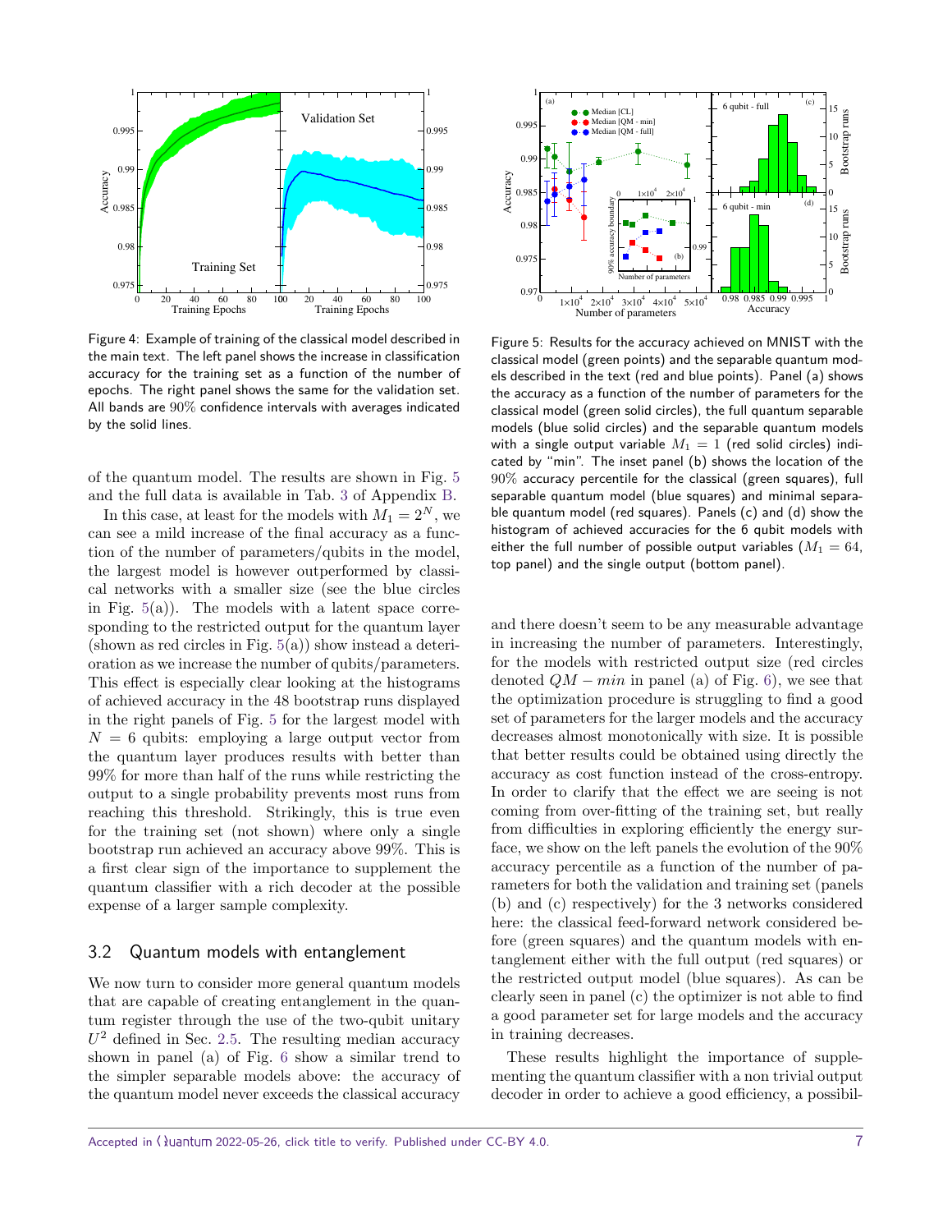Figure 4: Example of training of the classical model described in the main text. The left panel shows the increase in classification accuracy for the training set as a function of the number of epochs. The right panel shows the same for the validation set. All bands are 90% confidence intervals with averages indicated by the solid lines.

Figure 5: Results for the accuracy achieved on MNIST with the classical model (green points) and the separable quantum models described in the text (red and blue points). Panel (a) shows the accuracy as a function of the number of parameters for the classical model (green solid circles), the full quantum separable models (blue solid circles) and the separable quantum models with a single output variable $M_1 = 1$ (red solid circles) indicated by "min". The inset panel (b) shows the location of the 90% accuracy percentile for the classical (green squares), full separable quantum model (blue squares) and minimal separable quantum model (red squares). Panels (c) and (d) show the histogram of achieved accuracies for the 6 qubit models with either the full number of possible output variables ($M_1 = 64$, top panel) and the single output (bottom panel).

of the quantum model. The results are shown in Fig. 5 and the full data is available in Tab. 3 of Appendix B.

In this case, at least for the models with $M_1 = 2^N$, we can see a mild increase of the final accuracy as a function of the number of parameters/qubits in the model, the largest model is however outperformed by classical networks with a smaller size (see the blue circles in Fig. 5(a)). The models with a latent space corresponding to the restricted output for the quantum layer (shown as red circles in Fig. 5(a)) show instead a deterioration as we increase the number of qubits/parameters. This effect is especially clear looking at the histograms of achieved accuracy in the 48 bootstrap runs displayed in the right panels of Fig. 5 for the largest model with $N = 6$ qubits: employing a large output vector from the quantum layer produces results with better than 99% for more than half of the runs while restricting the output to a single probability prevents most runs from reaching this threshold. Strikingly, this is true even for the training set (not shown) where only a single bootstrap run achieved an accuracy above 99%. This is a first clear sign of the importance to supplement the quantum classifier with a rich decoder at the possible expense of a larger sample complexity.

## 3.2 Quantum models with entanglement

We now turn to consider more general quantum models that are capable of creating entanglement in the quantum register through the use of the two-qubit unitary $U^2$ defined in Sec. 2.5. The resulting median accuracy shown in panel (a) of Fig. 6 show a similar trend to the simpler separable models above: the accuracy of the quantum model never exceeds the classical accuracy and there doesn't seem to be any measurable advantage in increasing the number of parameters. Interestingly, for the models with restricted output size (red circles denoted $QM - min$ in panel (a) of Fig. 6), we see that the optimization procedure is struggling to find a good set of parameters for the larger models and the accuracy decreases almost monotonically with size. It is possible that better results could be obtained using directly the accuracy as cost function instead of the cross-entropy. In order to clarify that the effect we are seeing is not coming from over-fitting of the training set, but really from difficulties in exploring efficiently the energy surface, we show on the left panels the evolution of the 90% accuracy percentile as a function of the number of parameters for both the validation and training set (panels (b) and (c) respectively) for the 3 networks considered here: the classical feed-forward network considered before (green squares) and the quantum models with entanglement either with the full output (red squares) or the restricted output model (blue squares). As can be clearly seen in panel (c) the optimizer is not able to find a good parameter set for large models and the accuracy in training decreases.

These results highlight the importance of supplementing the quantum classifier with a non trivial output decoder in order to achieve a good efficiency, a possibil-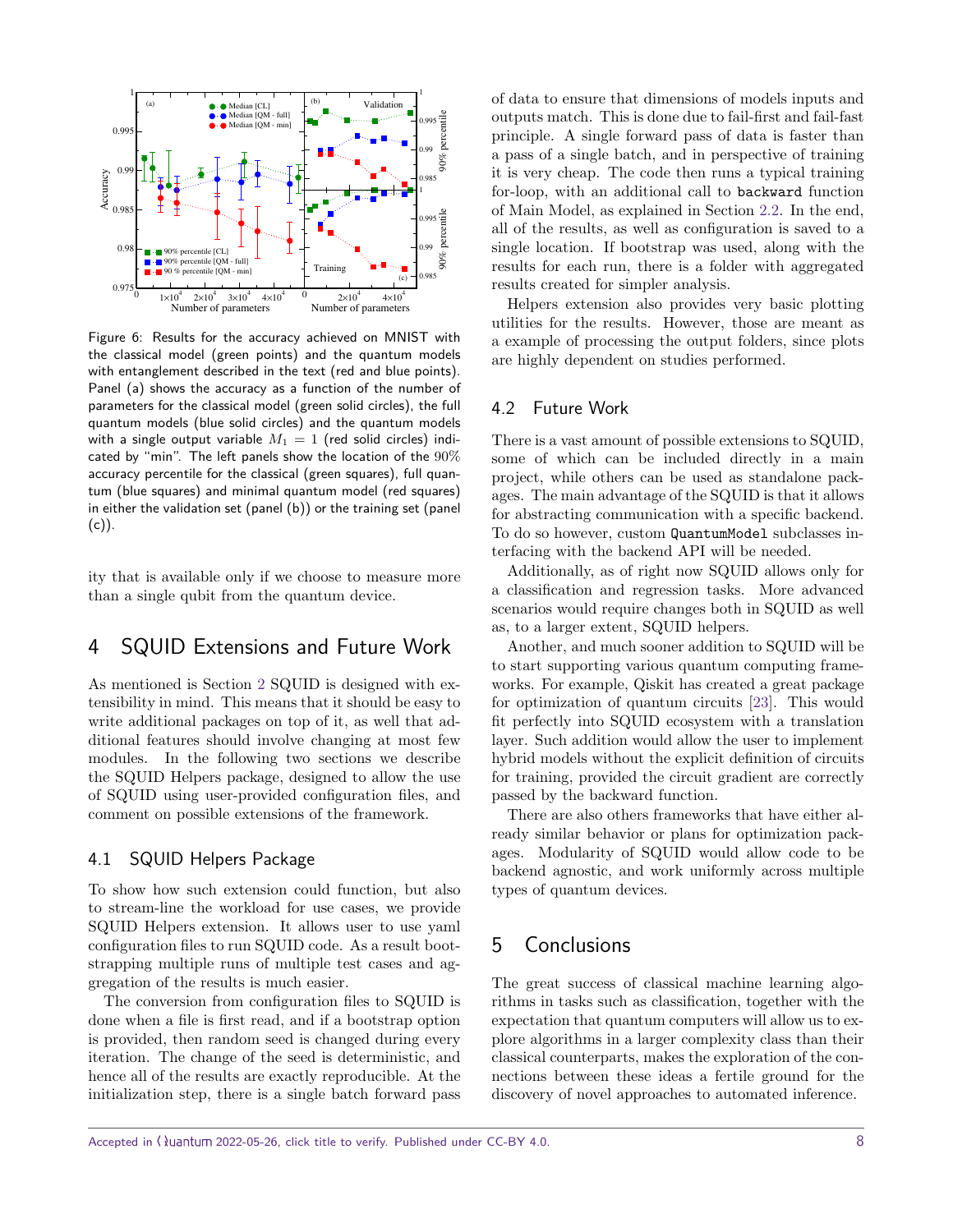Figure 6: Results for the accuracy achieved on MNIST with the classical model (green points) and the quantum models with entanglement described in the text (red and blue points). Panel (a) shows the accuracy as a function of the number of parameters for the classical model (green solid circles), the full quantum models (blue solid circles) and the quantum models with a single output variable $M_1 = 1$ (red solid circles) indicated by "min". The left panels show the location of the 90% accuracy percentile for the classical (green squares), full quantum (blue squares) and minimal quantum model (red squares) in either the validation set (panel (b)) or the training set (panel (c)).

ity that is available only if we choose to measure more than a single qubit from the quantum device.

# 4 SQUID Extensions and Future Work

As mentioned is Section 2 SQUID is designed with extensibility in mind. This means that it should be easy to write additional packages on top of it, as well that additional features should involve changing at most few modules. In the following two sections we describe the SQUID Helpers package, designed to allow the use of SQUID using user-provided configuration files, and comment on possible extensions of the framework.

## 4.1 SQUID Helpers Package

To show how such extension could function, but also to stream-line the workload for use cases, we provide SQUID Helpers extension. It allows user to use yaml configuration files to run SQUID code. As a result bootstrapping multiple runs of multiple test cases and aggregation of the results is much easier.

The conversion from configuration files to SQUID is done when a file is first read, and if a bootstrap option is provided, then random seed is changed during every iteration. The change of the seed is deterministic, and hence all of the results are exactly reproducible. At the initialization step, there is a single batch forward pass of data to ensure that dimensions of models inputs and outputs match. This is done due to fail-first and fail-fast principle. A single forward pass of data is faster than a pass of a single batch, and in perspective of training it is very cheap. The code then runs a typical training for-loop, with an additional call to `backward` function of Main Model, as explained in Section 2.2. In the end, all of the results, as well as configuration is saved to a single location. If bootstrap was used, along with the results for each run, there is a folder with aggregated results created for simpler analysis.

Helpers extension also provides very basic plotting utilities for the results. However, those are meant as a example of processing the output folders, since plots are highly dependent on studies performed.

## 4.2 Future Work

There is a vast amount of possible extensions to SQUID, some of which can be included directly in a main project, while others can be used as standalone packages. The main advantage of the SQUID is that it allows for abstracting communication with a specific backend. To do so however, custom `QuantumModel` subclasses interfacing with the backend API will be needed.

Additionally, as of right now SQUID allows only for a classification and regression tasks. More advanced scenarios would require changes both in SQUID as well as, to a larger extent, SQUID helpers.

Another, and much sooner addition to SQUID will be to start supporting various quantum computing frameworks. For example, Qiskit has created a great package for optimization of quantum circuits [23]. This would fit perfectly into SQUID ecosystem with a translation layer. Such addition would allow the user to implement hybrid models without the explicit definition of circuits for training, provided the circuit gradient are correctly passed by the backward function.

There are also others frameworks that have either already similar behavior or plans for optimization packages. Modularity of SQUID would allow code to be backend agnostic, and work uniformly across multiple types of quantum devices.

# 5 Conclusions

The great success of classical machine learning algorithms in tasks such as classification, together with the expectation that quantum computers will allow us to explore algorithms in a larger complexity class than their classical counterparts, makes the exploration of the connections between these ideas a fertile ground for the discovery of novel approaches to automated inference.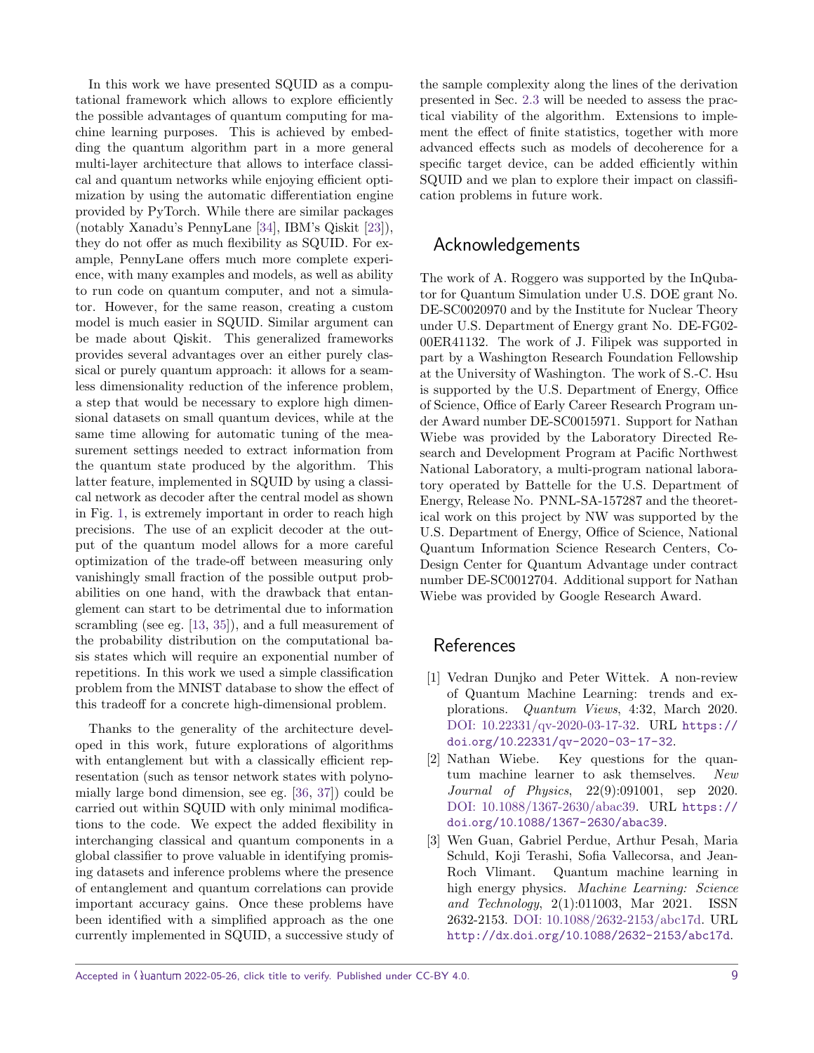In this work we have presented SQUID as a computational framework which allows to explore efficiently the possible advantages of quantum computing for machine learning purposes. This is achieved by embedding the quantum algorithm part in a more general multi-layer architecture that allows to interface classical and quantum networks while enjoying efficient optimization by using the automatic differentiation engine provided by PyTorch. While there are similar packages (notably Xanadu's PennyLane [34], IBM's Qiskit [23]), they do not offer as much flexibility as SQUID. For example, PennyLane offers much more complete experience, with many examples and models, as well as ability to run code on quantum computer, and not a simulator. However, for the same reason, creating a custom model is much easier in SQUID. Similar argument can be made about Qiskit. This generalized frameworks provides several advantages over an either purely classical or purely quantum approach: it allows for a seamless dimensionality reduction of the inference problem, a step that would be necessary to explore high dimensional datasets on small quantum devices, while at the same time allowing for automatic tuning of the measurement settings needed to extract information from the quantum state produced by the algorithm. This latter feature, implemented in SQUID by using a classical network as decoder after the central model as shown in Fig. 1, is extremely important in order to reach high precisions. The use of an explicit decoder at the output of the quantum model allows for a more careful optimization of the trade-off between measuring only vanishingly small fraction of the possible output probabilities on one hand, with the drawback that entanglement can start to be detrimental due to information scrambling (see eg. [13, 35]), and a full measurement of the probability distribution on the computational basis states which will require an exponential number of repetitions. In this work we used a simple classification problem from the MNIST database to show the effect of this tradeoff for a concrete high-dimensional problem.

Thanks to the generality of the architecture developed in this work, future explorations of algorithms with entanglement but with a classically efficient representation (such as tensor network states with polynomially large bond dimension, see eg. [36, 37]) could be carried out within SQUID with only minimal modifications to the code. We expect the added flexibility in interchanging classical and quantum components in a global classifier to prove valuable in identifying promising datasets and inference problems where the presence of entanglement and quantum correlations can provide important accuracy gains. Once these problems have been identified with a simplified approach as the one currently implemented in SQUID, a successive study of the sample complexity along the lines of the derivation presented in Sec. 2.3 will be needed to assess the practical viability of the algorithm. Extensions to implement the effect of finite statistics, together with more advanced effects such as models of decoherence for a specific target device, can be added efficiently within SQUID and we plan to explore their impact on classification problems in future work.

## Acknowledgements

The work of A. Roggero was supported by the InQubator for Quantum Simulation under U.S. DOE grant No. DE-SC0020970 and by the Institute for Nuclear Theory under U.S. Department of Energy grant No. DE-FG02-00ER41132. The work of J. Filipek was supported in part by a Washington Research Foundation Fellowship at the University of Washington. The work of S.-C. Hsu is supported by the U.S. Department of Energy, Office of Science, Office of Early Career Research Program under Award number DE-SC0015971. Support for Nathan Wiebe was provided by the Laboratory Directed Research and Development Program at Pacific Northwest National Laboratory, a multi-program national laboratory operated by Battelle for the U.S. Department of Energy, Release No. PNNL-SA-157287 and the theoretical work on this project by NW was supported by the U.S. Department of Energy, Office of Science, National Quantum Information Science Research Centers, Co-Design Center for Quantum Advantage under contract number DE-SC0012704. Additional support for Nathan Wiebe was provided by Google Research Award.

## References

[1] Vedran Dunjko and Peter Wittek. A non-review of Quantum Machine Learning: trends and explorations. *Quantum Views*, 4:32, March 2020. DOI: 10.22331/qv-2020-03-17-32. URL `https://doi.org/10.22331/qv-2020-03-17-32`.

[2] Nathan Wiebe. Key questions for the quantum machine learner to ask themselves. *New Journal of Physics*, 22(9):091001, sep 2020. DOI: 10.1088/1367-2630/abac39. URL `https://doi.org/10.1088/1367-2630/abac39`.

[3] Wen Guan, Gabriel Perdue, Arthur Pesah, Maria Schuld, Koji Terashi, Sofia Vallecorsa, and Jean-Roch Vlimant. Quantum machine learning in high energy physics. *Machine Learning: Science and Technology*, 2(1):011003, Mar 2021. ISSN 2632-2153. DOI: 10.1088/2632-2153/abc17d. URL `http://dx.doi.org/10.1088/2632-2153/abc17d`.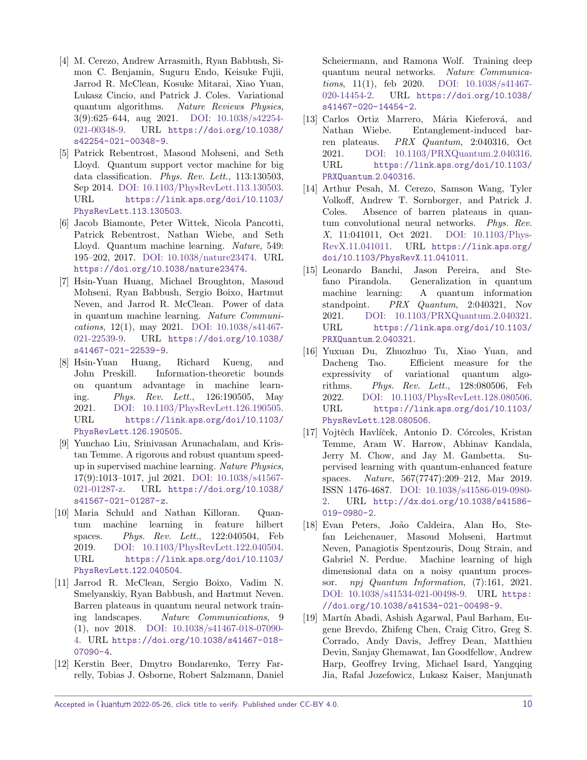[4] M. Cerezo, Andrew Arrasmith, Ryan Babbush, Simon C. Benjamin, Suguru Endo, Keisuke Fujii, Jarrod R. McClean, Kosuke Mitarai, Xiao Yuan, Lukasz Cincio, and Patrick J. Coles. Variational quantum algorithms. *Nature Reviews Physics*, 3(9):625–644, aug 2021. DOI: 10.1038/s42254-021-00348-9. URL https://doi.org/10.1038/s42254-021-00348-9.

[5] Patrick Rebentrost, Masoud Mohseni, and Seth Lloyd. Quantum support vector machine for big data classification. *Phys. Rev. Lett.*, 113:130503, Sep 2014. DOI: 10.1103/PhysRevLett.113.130503. URL https://link.aps.org/doi/10.1103/PhysRevLett.113.130503.

[6] Jacob Biamonte, Peter Wittek, Nicola Pancotti, Patrick Rebentrost, Nathan Wiebe, and Seth Lloyd. Quantum machine learning. *Nature*, 549: 195–202, 2017. DOI: 10.1038/nature23474. URL https://doi.org/10.1038/nature23474.

[7] Hsin-Yuan Huang, Michael Broughton, Masoud Mohseni, Ryan Babbush, Sergio Boixo, Hartmut Neven, and Jarrod R. McClean. Power of data in quantum machine learning. *Nature Communications*, 12(1), may 2021. DOI: 10.1038/s41467-021-22539-9. URL https://doi.org/10.1038/s41467-021-22539-9.

[8] Hsin-Yuan Huang, Richard Kueng, and John Preskill. Information-theoretic bounds on quantum advantage in machine learning. *Phys. Rev. Lett.*, 126:190505, May 2021. DOI: 10.1103/PhysRevLett.126.190505. URL https://link.aps.org/doi/10.1103/PhysRevLett.126.190505.

[9] Yunchao Liu, Srinivasan Arunachalam, and Kristan Temme. A rigorous and robust quantum speed-up in supervised machine learning. *Nature Physics*, 17(9):1013–1017, jul 2021. DOI: 10.1038/s41567-021-01287-z. URL https://doi.org/10.1038/s41567-021-01287-z.

[10] Maria Schuld and Nathan Killoran. Quantum machine learning in feature hilbert spaces. *Phys. Rev. Lett.*, 122:040504, Feb 2019. DOI: 10.1103/PhysRevLett.122.040504. URL https://link.aps.org/doi/10.1103/PhysRevLett.122.040504.

[11] Jarrod R. McClean, Sergio Boixo, Vadim N. Smelyanskiy, Ryan Babbush, and Hartmut Neven. Barren plateaus in quantum neural network training landscapes. *Nature Communications*, 9 (1), nov 2018. DOI: 10.1038/s41467-018-07090-4. URL https://doi.org/10.1038/s41467-018-07090-4.

[12] Kerstin Beer, Dmytro Bondarenko, Terry Farrelly, Tobias J. Osborne, Robert Salzmann, Daniel Scheiermann, and Ramona Wolf. Training deep quantum neural networks. *Nature Communications*, 11(1), feb 2020. DOI: 10.1038/s41467-020-14454-2. URL https://doi.org/10.1038/s41467-020-14454-2.

[13] Carlos Ortiz Marrero, Mária Kieferová, and Nathan Wiebe. Entanglement-induced barren plateaus. *PRX Quantum*, 2:040316, Oct 2021. DOI: 10.1103/PRXQuantum.2.040316. URL https://link.aps.org/doi/10.1103/PRXQuantum.2.040316.

[14] Arthur Pesah, M. Cerezo, Samson Wang, Tyler Volkoff, Andrew T. Sornborger, and Patrick J. Coles. Absence of barren plateaus in quantum convolutional neural networks. *Phys. Rev. X*, 11:041011, Oct 2021. DOI: 10.1103/PhysRevX.11.041011. URL https://link.aps.org/doi/10.1103/PhysRevX.11.041011.

[15] Leonardo Banchi, Jason Pereira, and Stefano Pirandola. Generalization in quantum machine learning: A quantum information standpoint. *PRX Quantum*, 2:040321, Nov 2021. DOI: 10.1103/PRXQuantum.2.040321. URL https://link.aps.org/doi/10.1103/PRXQuantum.2.040321.

[16] Yuxuan Du, Zhuozhuo Tu, Xiao Yuan, and Dacheng Tao. Efficient measure for the expressivity of variational quantum algorithms. *Phys. Rev. Lett.*, 128:080506, Feb 2022. DOI: 10.1103/PhysRevLett.128.080506. URL https://link.aps.org/doi/10.1103/PhysRevLett.128.080506.

[17] Vojtěch Havlíček, Antonio D. Córcoles, Kristan Temme, Aram W. Harrow, Abhinav Kandala, Jerry M. Chow, and Jay M. Gambetta. Supervised learning with quantum-enhanced feature spaces. *Nature*, 567(7747):209–212, Mar 2019. ISSN 1476-4687. DOI: 10.1038/s41586-019-0980-2. URL http://dx.doi.org/10.1038/s41586-019-0980-2.

[18] Evan Peters, João Caldeira, Alan Ho, Stefan Leichenauer, Masoud Mohseni, Hartmut Neven, Panagiotis Spentzouris, Doug Strain, and Gabriel N. Perdue. Machine learning of high dimensional data on a noisy quantum processor. *npj Quantum Information*, (7):161, 2021. DOI: 10.1038/s41534-021-00498-9. URL https://doi.org/10.1038/s41534-021-00498-9.

[19] Martín Abadi, Ashish Agarwal, Paul Barham, Eugene Brevdo, Zhifeng Chen, Craig Citro, Greg S. Corrado, Andy Davis, Jeffrey Dean, Matthieu Devin, Sanjay Ghemawat, Ian Goodfellow, Andrew Harp, Geoffrey Irving, Michael Isard, Yangqing Jia, Rafal Jozefowicz, Lukasz Kaiser, Manjunath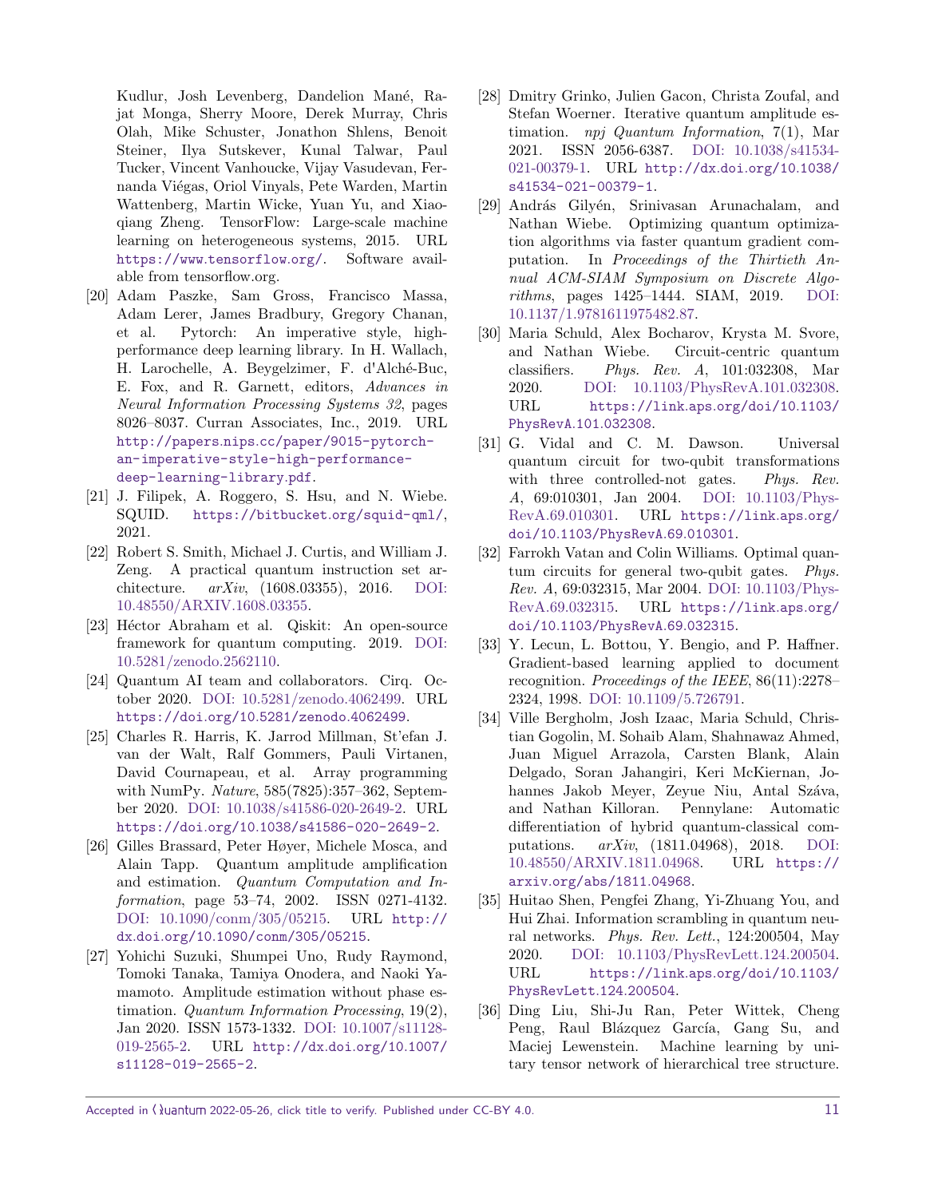Kudlur, Josh Levenberg, Dandelion Mané, Rajat Monga, Sherry Moore, Derek Murray, Chris Olah, Mike Schuster, Jonathon Shlens, Benoit Steiner, Ilya Sutskever, Kunal Talwar, Paul Tucker, Vincent Vanhoucke, Vijay Vasudevan, Fernanda Viégas, Oriol Vinyals, Pete Warden, Martin Wattenberg, Martin Wicke, Yuan Yu, and Xiaoqiang Zheng. TensorFlow: Large-scale machine learning on heterogeneous systems, 2015. URL https://www.tensorflow.org/. Software available from tensorflow.org.

[20] Adam Paszke, Sam Gross, Francisco Massa, Adam Lerer, James Bradbury, Gregory Chanan, et al. Pytorch: An imperative style, high-performance deep learning library. In H. Wallach, H. Larochelle, A. Beygelzimer, F. d'Alché-Buc, E. Fox, and R. Garnett, editors, *Advances in Neural Information Processing Systems 32*, pages 8026–8037. Curran Associates, Inc., 2019. URL http://papers.nips.cc/paper/9015-pytorch-an-imperative-style-high-performance-deep-learning-library.pdf.

[21] J. Filipek, A. Roggero, S. Hsu, and N. Wiebe. SQUID. https://bitbucket.org/squid-qml/, 2021.

[22] Robert S. Smith, Michael J. Curtis, and William J. Zeng. A practical quantum instruction set architecture. *arXiv*, (1608.03355), 2016. DOI: 10.48550/ARXIV.1608.03355.

[23] Héctor Abraham et al. Qiskit: An open-source framework for quantum computing. 2019. DOI: 10.5281/zenodo.2562110.

[24] Quantum AI team and collaborators. Cirq. October 2020. DOI: 10.5281/zenodo.4062499. URL https://doi.org/10.5281/zenodo.4062499.

[25] Charles R. Harris, K. Jarrod Millman, St'efan J. van der Walt, Ralf Gommers, Pauli Virtanen, David Cournapeau, et al. Array programming with NumPy. *Nature*, 585(7825):357–362, September 2020. DOI: 10.1038/s41586-020-2649-2. URL https://doi.org/10.1038/s41586-020-2649-2.

[26] Gilles Brassard, Peter Høyer, Michele Mosca, and Alain Tapp. Quantum amplitude amplification and estimation. *Quantum Computation and Information*, page 53–74, 2002. ISSN 0271-4132. DOI: 10.1090/conm/305/05215. URL http://dx.doi.org/10.1090/conm/305/05215.

[27] Yohichi Suzuki, Shumpei Uno, Rudy Raymond, Tomoki Tanaka, Tamiya Onodera, and Naoki Yamamoto. Amplitude estimation without phase estimation. *Quantum Information Processing*, 19(2), Jan 2020. ISSN 1573-1332. DOI: 10.1007/s11128-019-2565-2. URL http://dx.doi.org/10.1007/s11128-019-2565-2.

[28] Dmitry Grinko, Julien Gacon, Christa Zoufal, and Stefan Woerner. Iterative quantum amplitude estimation. *npj Quantum Information*, 7(1), Mar 2021. ISSN 2056-6387. DOI: 10.1038/s41534-021-00379-1. URL http://dx.doi.org/10.1038/s41534-021-00379-1.

[29] András Gilyén, Srinivasan Arunachalam, and Nathan Wiebe. Optimizing quantum optimization algorithms via faster quantum gradient computation. In *Proceedings of the Thirtieth Annual ACM-SIAM Symposium on Discrete Algorithms*, pages 1425–1444. SIAM, 2019. DOI: 10.1137/1.9781611975482.87.

[30] Maria Schuld, Alex Bocharov, Krysta M. Svore, and Nathan Wiebe. Circuit-centric quantum classifiers. *Phys. Rev. A*, 101:032308, Mar 2020. DOI: 10.1103/PhysRevA.101.032308. URL https://link.aps.org/doi/10.1103/PhysRevA.101.032308.

[31] G. Vidal and C. M. Dawson. Universal quantum circuit for two-qubit transformations with three controlled-not gates. *Phys. Rev. A*, 69:010301, Jan 2004. DOI: 10.1103/PhysRevA.69.010301. URL https://link.aps.org/doi/10.1103/PhysRevA.69.010301.

[32] Farrokh Vatan and Colin Williams. Optimal quantum circuits for general two-qubit gates. *Phys. Rev. A*, 69:032315, Mar 2004. DOI: 10.1103/PhysRevA.69.032315. URL https://link.aps.org/doi/10.1103/PhysRevA.69.032315.

[33] Y. Lecun, L. Bottou, Y. Bengio, and P. Haffner. Gradient-based learning applied to document recognition. *Proceedings of the IEEE*, 86(11):2278–2324, 1998. DOI: 10.1109/5.726791.

[34] Ville Bergholm, Josh Izaac, Maria Schuld, Christian Gogolin, M. Sohaib Alam, Shahnawaz Ahmed, Juan Miguel Arrazola, Carsten Blank, Alain Delgado, Soran Jahangiri, Keri McKiernan, Johannes Jakob Meyer, Zeyue Niu, Antal Száva, and Nathan Killoran. Pennylane: Automatic differentiation of hybrid quantum-classical computations. *arXiv*, (1811.04968), 2018. DOI: 10.48550/ARXIV.1811.04968. URL https://arxiv.org/abs/1811.04968.

[35] Huitao Shen, Pengfei Zhang, Yi-Zhuang You, and Hui Zhai. Information scrambling in quantum neural networks. *Phys. Rev. Lett.*, 124:200504, May 2020. DOI: 10.1103/PhysRevLett.124.200504. URL https://link.aps.org/doi/10.1103/PhysRevLett.124.200504.

[36] Ding Liu, Shi-Ju Ran, Peter Wittek, Cheng Peng, Raul Blázquez García, Gang Su, and Maciej Lewenstein. Machine learning by unitary tensor network of hierarchical tree structure.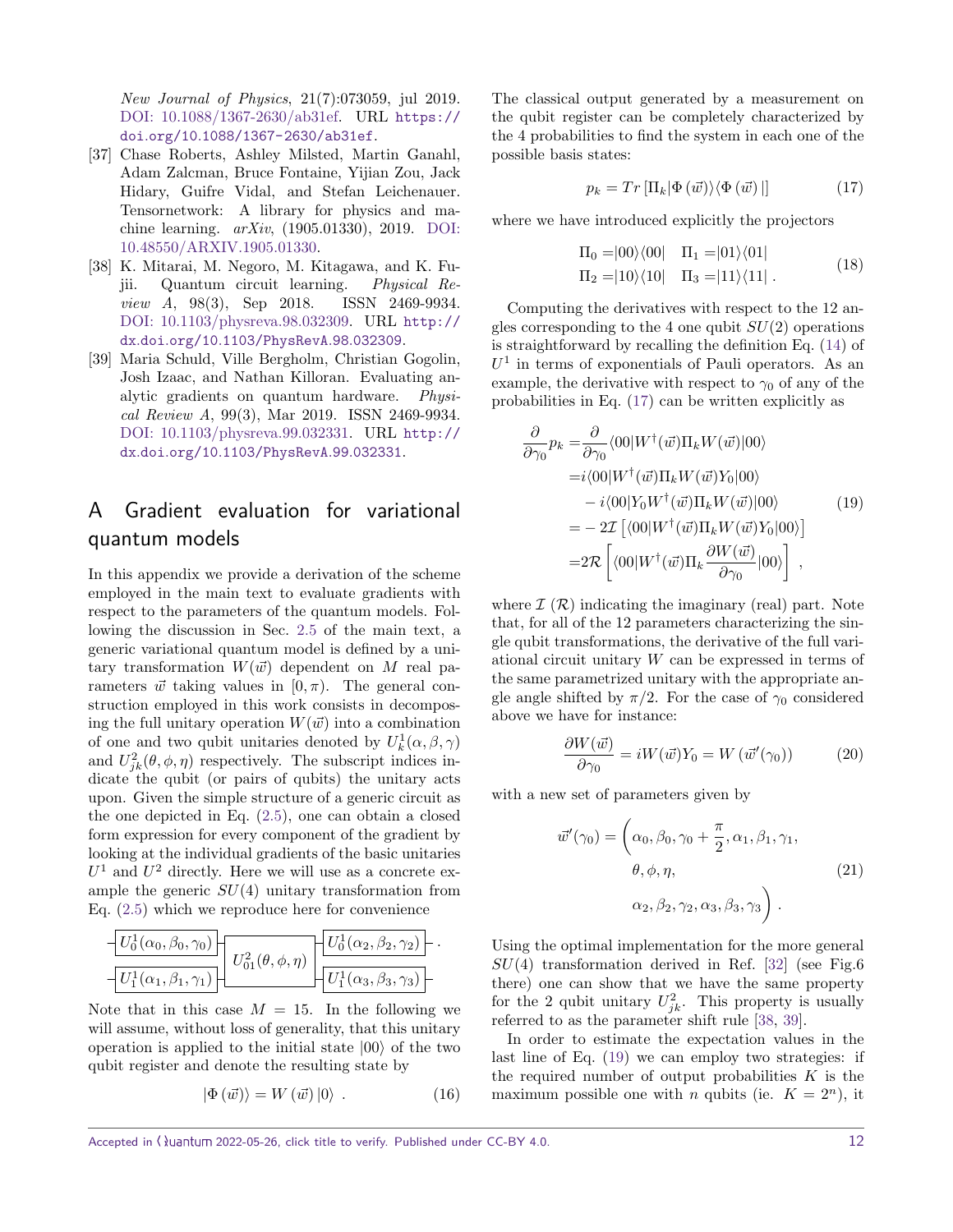*New Journal of Physics*, 21(7):073059, jul 2019. DOI: 10.1088/1367-2630/ab31ef. URL https://doi.org/10.1088/1367-2630/ab31ef.

[37] Chase Roberts, Ashley Milsted, Martin Ganahl, Adam Zalcman, Bruce Fontaine, Yijian Zou, Jack Hidary, Guifre Vidal, and Stefan Leichenauer. Tensornetwork: A library for physics and machine learning. *arXiv*, (1905.01330), 2019. DOI: 10.48550/ARXIV.1905.01330.

[38] K. Mitarai, M. Negoro, M. Kitagawa, and K. Fujii. Quantum circuit learning. *Physical Review A*, 98(3), Sep 2018. ISSN 2469-9934. DOI: 10.1103/physreva.98.032309. URL http://dx.doi.org/10.1103/PhysRevA.98.032309.

[39] Maria Schuld, Ville Bergholm, Christian Gogolin, Josh Izaac, and Nathan Killoran. Evaluating analytic gradients on quantum hardware. *Physical Review A*, 99(3), Mar 2019. ISSN 2469-9934. DOI: 10.1103/physreva.99.032331. URL http://dx.doi.org/10.1103/PhysRevA.99.032331.

# A Gradient evaluation for variational quantum models

In this appendix we provide a derivation of the scheme employed in the main text to evaluate gradients with respect to the parameters of the quantum models. Following the discussion in Sec. 2.5 of the main text, a generic variational quantum model is defined by a unitary transformation $W(\vec{w})$ dependent on $M$ real parameters $\vec{w}$ taking values in $[0, \pi)$. The general construction employed in this work consists in decomposing the full unitary operation $W(\vec{w})$ into a combination of one and two qubit unitaries denoted by $U^1_k(\alpha, \beta, \gamma)$ and $U^2_{jk}(\theta, \phi, \eta)$ respectively. The subscript indices indicate the qubit (or pairs of qubits) the unitary acts upon. Given the simple structure of a generic circuit as the one depicted in Eq. (2.5), one can obtain a closed form expression for every component of the gradient by looking at the individual gradients of the basic unitaries $U^1$ and $U^2$ directly. Here we will use as a concrete example the generic $SU(4)$ unitary transformation from Eq. (2.5) which we reproduce here for convenience

$$
\begin{array}{l}
-\boxed{U^1_0(\alpha_0, \beta_0, \gamma_0)}-\boxed{\phantom{U^2_{01}}}-\boxed{U^1_0(\alpha_2, \beta_2, \gamma_2)}- \\
\qquad\qquad\qquad\quad U^2_{01}(\theta, \phi, \eta) \\
-\boxed{U^1_1(\alpha_1, \beta_1, \gamma_1)}-\boxed{\phantom{U^2_{01}}}-\boxed{U^1_1(\alpha_3, \beta_3, \gamma_3)}-
\end{array} .
$$

Note that in this case $M = 15$. In the following we will assume, without loss of generality, that this unitary operation is applied to the initial state $|00\rangle$ of the two qubit register and denote the resulting state by

$$
|\Phi(\vec{w})\rangle = W(\vec{w})|0\rangle \ . \tag{16}
$$

The classical output generated by a measurement on the qubit register can be completely characterized by the 4 probabilities to find the system in each one of the possible basis states:

$$
p_k = Tr\left[\Pi_k |\Phi(\vec{w})\rangle\langle\Phi(\vec{w})|\right] \tag{17}
$$

where we have introduced explicitly the projectors

$$
\begin{aligned}
\Pi_0 =&|00\rangle\langle 00| \quad \Pi_1 = |01\rangle\langle 01| \\
\Pi_2 =&|10\rangle\langle 10| \quad \Pi_3 = |11\rangle\langle 11| \ .
\end{aligned} \tag{18}
$$

Computing the derivatives with respect to the 12 angles corresponding to the 4 one qubit $SU(2)$ operations is straightforward by recalling the definition Eq. (14) of $U^1$ in terms of exponentials of Pauli operators. As an example, the derivative with respect to $\gamma_0$ of any of the probabilities in Eq. (17) can be written explicitly as

$$
\begin{aligned}
\frac{\partial}{\partial \gamma_0} p_k =& \frac{\partial}{\partial \gamma_0} \langle 00|W^\dagger(\vec{w})\Pi_k W(\vec{w})|00\rangle \\
=& i\langle 00|W^\dagger(\vec{w})\Pi_k W(\vec{w})Y_0|00\rangle \\
&- i\langle 00|Y_0 W^\dagger(\vec{w})\Pi_k W(\vec{w})|00\rangle \\
=& -2\mathcal{I}\left[\langle 00|W^\dagger(\vec{w})\Pi_k W(\vec{w})Y_0|00\rangle\right] \\
=& 2\mathcal{R}\left[\langle 00|W^\dagger(\vec{w})\Pi_k \frac{\partial W(\vec{w})}{\partial \gamma_0}|00\rangle\right] \ ,
\end{aligned} \tag{19}
$$

where $\mathcal{I}$ ($\mathcal{R}$) indicating the imaginary (real) part. Note that, for all of the 12 parameters characterizing the single qubit transformations, the derivative of the full variational circuit unitary $W$ can be expressed in terms of the same parametrized unitary with the appropriate angle angle shifted by $\pi/2$. For the case of $\gamma_0$ considered above we have for instance:

$$
\frac{\partial W(\vec{w})}{\partial \gamma_0} = iW(\vec{w})Y_0 = W(\vec{w}'(\gamma_0)) \tag{20}
$$

with a new set of parameters given by

$$
\begin{aligned}
\vec{w}'(\gamma_0) = \bigg(&\alpha_0, \beta_0, \gamma_0 + \frac{\pi}{2}, \alpha_1, \beta_1, \gamma_1, \\
&\theta, \phi, \eta, \\
&\alpha_2, \beta_2, \gamma_2, \alpha_3, \beta_3, \gamma_3\bigg) \ .
\end{aligned} \tag{21}
$$

Using the optimal implementation for the more general $SU(4)$ transformation derived in Ref. [32] (see Fig.6 there) one can show that we have the same property for the 2 qubit unitary $U^2_{jk}$. This property is usually referred to as the parameter shift rule [38, 39].

In order to estimate the expectation values in the last line of Eq. (19) we can employ two strategies: if the required number of output probabilities $K$ is the maximum possible one with $n$ qubits (ie. $K = 2^n$), it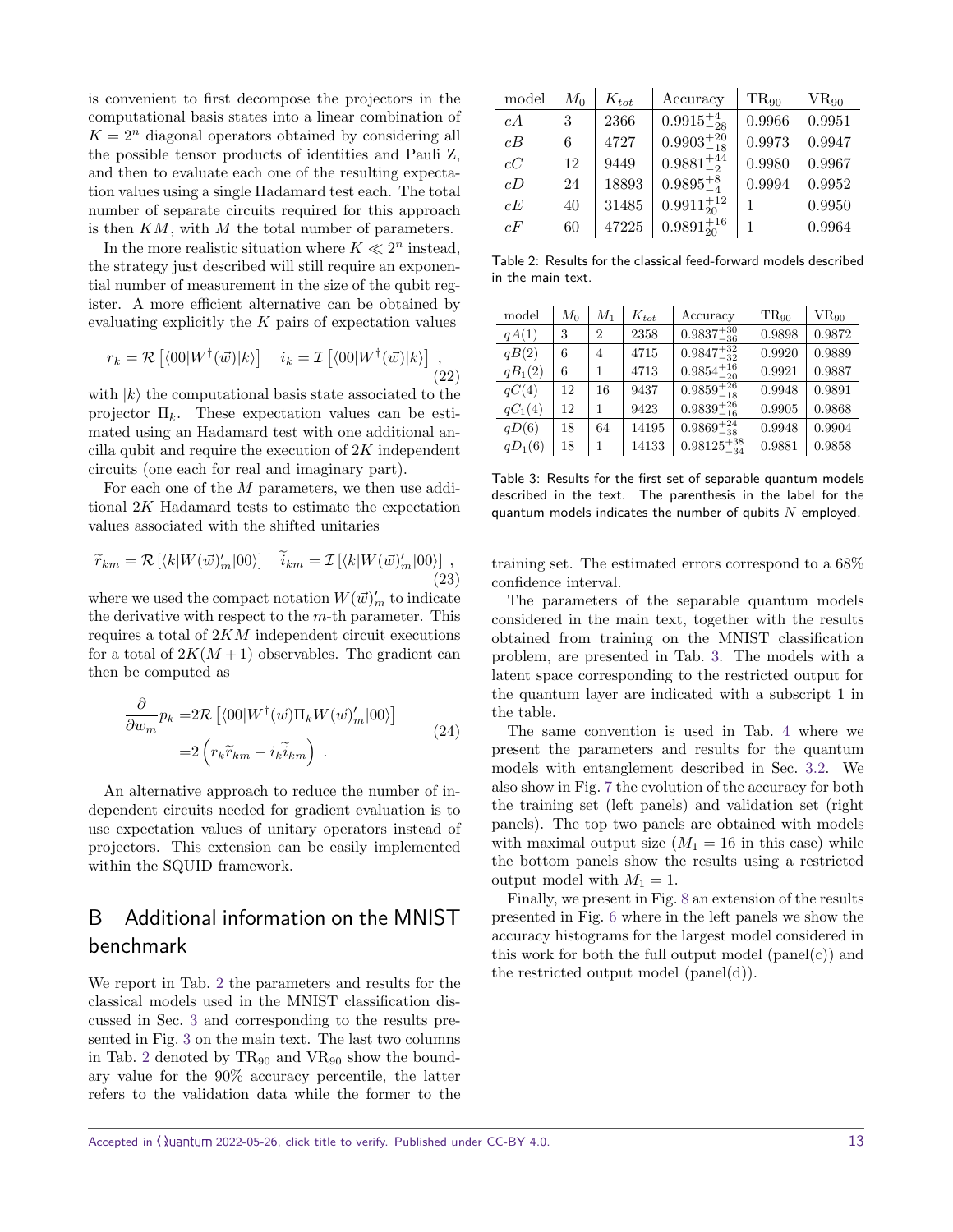is convenient to first decompose the projectors in the computational basis states into a linear combination of $K = 2^n$ diagonal operators obtained by considering all the possible tensor products of identities and Pauli Z, and then to evaluate each one of the resulting expectation values using a single Hadamard test each. The total number of separate circuits required for this approach is then $KM$, with $M$ the total number of parameters.

In the more realistic situation where $K \ll 2^n$ instead, the strategy just described will still require an exponential number of measurement in the size of the qubit register. A more efficient alternative can be obtained by evaluating explicitly the $K$ pairs of expectation values

$$r_k = \mathcal{R}\left[\langle 00|W^\dagger(\vec{w})|k\rangle\right] \quad i_k = \mathcal{I}\left[\langle 00|W^\dagger(\vec{w})|k\rangle\right] \ , \tag{22}$$

with $|k\rangle$ the computational basis state associated to the projector $\Pi_k$. These expectation values can be estimated using an Hadamard test with one additional ancilla qubit and require the execution of $2K$ independent circuits (one each for real and imaginary part).

For each one of the $M$ parameters, we then use additional $2K$ Hadamard tests to estimate the expectation values associated with the shifted unitaries

$$\widetilde{r}_{km} = \mathcal{R}\left[\langle k|W(\vec{w})'_m|00\rangle\right] \quad \widetilde{i}_{km} = \mathcal{I}\left[\langle k|W(\vec{w})'_m|00\rangle\right] \ , \tag{23}$$

where we used the compact notation $W(\vec{w})'_m$ to indicate the derivative with respect to the $m$-th parameter. This requires a total of $2KM$ independent circuit executions for a total of $2K(M+1)$ observables. The gradient can then be computed as

$$\begin{aligned}\frac{\partial}{\partial w_m} p_k =& 2\mathcal{R}\left[\langle 00|W^\dagger(\vec{w})\Pi_k W(\vec{w})'_m|00\rangle\right] \\ =& 2\left(r_k \widetilde{r}_{km} - i_k \widetilde{i}_{km}\right) \ .\end{aligned} \tag{24}$$

An alternative approach to reduce the number of independent circuits needed for gradient evaluation is to use expectation values of unitary operators instead of projectors. This extension can be easily implemented within the SQUID framework.

# B Additional information on the MNIST benchmark

We report in Tab. 2 the parameters and results for the classical models used in the MNIST classification discussed in Sec. 3 and corresponding to the results presented in Fig. 3 on the main text. The last two columns in Tab. 2 denoted by $\mathrm{TR}_{90}$ and $\mathrm{VR}_{90}$ show the boundary value for the 90% accuracy percentile, the latter refers to the validation data while the former to the training set. The estimated errors correspond to a 68% confidence interval.

| model | $M_0$ | $K_{tot}$ | Accuracy | $\mathrm{TR}_{90}$ | $\mathrm{VR}_{90}$ |
|---|---|---|---|---|---|
| $cA$ | 3 | 2366 | $0.9915^{+4}_{-28}$ | 0.9966 | 0.9951 |
| $cB$ | 6 | 4727 | $0.9903^{+20}_{-18}$ | 0.9973 | 0.9947 |
| $cC$ | 12 | 9449 | $0.9881^{+44}_{-2}$ | 0.9980 | 0.9967 |
| $cD$ | 24 | 18893 | $0.9895^{+8}_{-4}$ | 0.9994 | 0.9952 |
| $cE$ | 40 | 31485 | $0.9911^{+12}_{20}$ | 1 | 0.9950 |
| $cF$ | 60 | 47225 | $0.9891^{+16}_{20}$ | 1 | 0.9964 |

Table 2: Results for the classical feed-forward models described in the main text.

| model | $M_0$ | $M_1$ | $K_{tot}$ | Accuracy | $\mathrm{TR}_{90}$ | $\mathrm{VR}_{90}$ |
|---|---|---|---|---|---|---|
| $qA(1)$ | 3 | 2 | 2358 | $0.9837^{+30}_{-36}$ | 0.9898 | 0.9872 |
| $qB(2)$ | 6 | 4 | 4715 | $0.9847^{+32}_{-32}$ | 0.9920 | 0.9889 |
| $qB_1(2)$ | 6 | 1 | 4713 | $0.9854^{+16}_{-20}$ | 0.9921 | 0.9887 |
| $qC(4)$ | 12 | 16 | 9437 | $0.9859^{+26}_{-18}$ | 0.9948 | 0.9891 |
| $qC_1(4)$ | 12 | 1 | 9423 | $0.9839^{+26}_{-16}$ | 0.9905 | 0.9868 |
| $qD(6)$ | 18 | 64 | 14195 | $0.9869^{+24}_{-38}$ | 0.9948 | 0.9904 |
| $qD_1(6)$ | 18 | 1 | 14133 | $0.98125^{+38}_{-34}$ | 0.9881 | 0.9858 |

Table 3: Results for the first set of separable quantum models described in the text. The parenthesis in the label for the quantum models indicates the number of qubits $N$ employed.

The parameters of the separable quantum models considered in the main text, together with the results obtained from training on the MNIST classification problem, are presented in Tab. 3. The models with a latent space corresponding to the restricted output for the quantum layer are indicated with a subscript 1 in the table.

The same convention is used in Tab. 4 where we present the parameters and results for the quantum models with entanglement described in Sec. 3.2. We also show in Fig. 7 the evolution of the accuracy for both the training set (left panels) and validation set (right panels). The top two panels are obtained with models with maximal output size ($M_1 = 16$ in this case) while the bottom panels show the results using a restricted output model with $M_1 = 1$.

Finally, we present in Fig. 8 an extension of the results presented in Fig. 6 where in the left panels we show the accuracy histograms for the largest model considered in this work for both the full output model (panel(c)) and the restricted output model (panel(d)).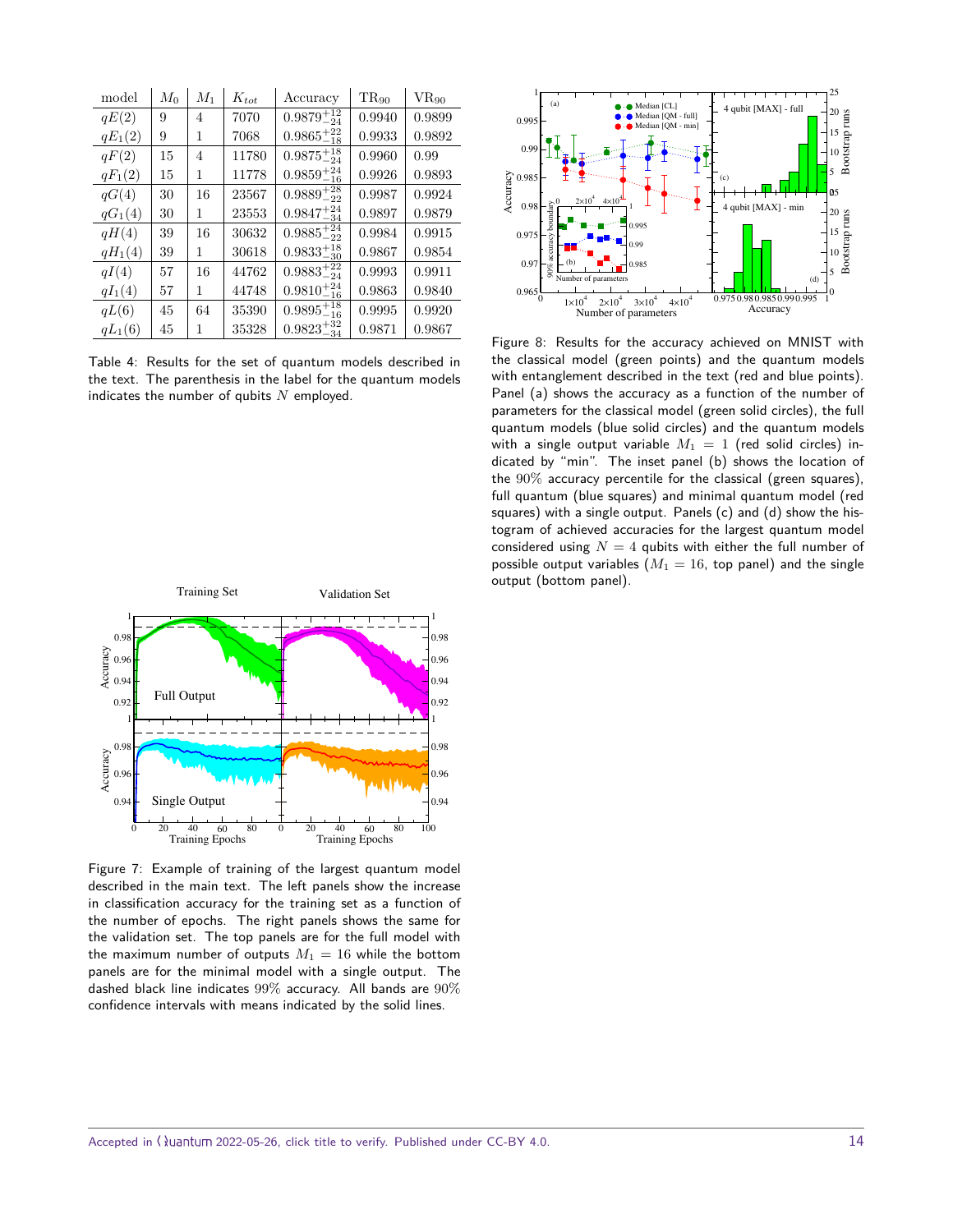| model | $M_0$ | $M_1$ | $K_{tot}$ | Accuracy | $\mathrm{TR}_{90}$ | $\mathrm{VR}_{90}$ |
|---|---|---|---|---|---|---|
| $qE(2)$ | 9 | 4 | 7070 | $0.9879^{+12}_{-24}$ | 0.9940 | 0.9899 |
| $qE_1(2)$ | 9 | 1 | 7068 | $0.9865^{+22}_{-18}$ | 0.9933 | 0.9892 |
| $qF(2)$ | 15 | 4 | 11780 | $0.9875^{+18}_{-24}$ | 0.9960 | 0.99 |
| $qF_1(2)$ | 15 | 1 | 11778 | $0.9859^{+24}_{-16}$ | 0.9926 | 0.9893 |
| $qG(4)$ | 30 | 16 | 23567 | $0.9889^{+28}_{-22}$ | 0.9987 | 0.9924 |
| $qG_1(4)$ | 30 | 1 | 23553 | $0.9847^{+24}_{-34}$ | 0.9897 | 0.9879 |
| $qH(4)$ | 39 | 16 | 30632 | $0.9885^{+24}_{-22}$ | 0.9984 | 0.9915 |
| $qH_1(4)$ | 39 | 1 | 30618 | $0.9833^{+18}_{-30}$ | 0.9867 | 0.9854 |
| $qI(4)$ | 57 | 16 | 44762 | $0.9883^{+22}_{-24}$ | 0.9993 | 0.9911 |
| $qI_1(4)$ | 57 | 1 | 44748 | $0.9810^{+24}_{-16}$ | 0.9863 | 0.9840 |
| $qL(6)$ | 45 | 64 | 35390 | $0.9895^{+18}_{-16}$ | 0.9995 | 0.9920 |
| $qL_1(6)$ | 45 | 1 | 35328 | $0.9823^{+32}_{-34}$ | 0.9871 | 0.9867 |

Table 4: Results for the set of quantum models described in the text. The parenthesis in the label for the quantum models indicates the number of qubits $N$ employed.

Training Set
Validation Set
Full Output
Single Output
Accuracy
Training Epochs

Figure 7: Example of training of the largest quantum model described in the main text. The left panels show the increase in classification accuracy for the training set as a function of the number of epochs. The right panels shows the same for the validation set. The top panels are for the full model with the maximum number of outputs $M_1 = 16$ while the bottom panels are for the minimal model with a single output. The dashed black line indicates 99% accuracy. All bands are 90% confidence intervals with means indicated by the solid lines.

(a)
Median [CL]
Median [QM - full]
Median [QM - min]
Accuracy
Number of parameters
(b)
90% accuracy boundary
4 qubit [MAX] - full
4 qubit [MAX] - min
(c)
(d)
Bootstrap runs

Figure 8: Results for the accuracy achieved on MNIST with the classical model (green points) and the quantum models with entanglement described in the text (red and blue points). Panel (a) shows the accuracy as a function of the number of parameters for the classical model (green solid circles), the full quantum models (blue solid circles) and the quantum models with a single output variable $M_1 = 1$ (red solid circles) indicated by "min". The inset panel (b) shows the location of the 90% accuracy percentile for the classical (green squares), full quantum (blue squares) and minimal quantum model (red squares) with a single output. Panels (c) and (d) show the histogram of achieved accuracies for the largest quantum model considered using $N = 4$ qubits with either the full number of possible output variables ($M_1 = 16$, top panel) and the single output (bottom panel).